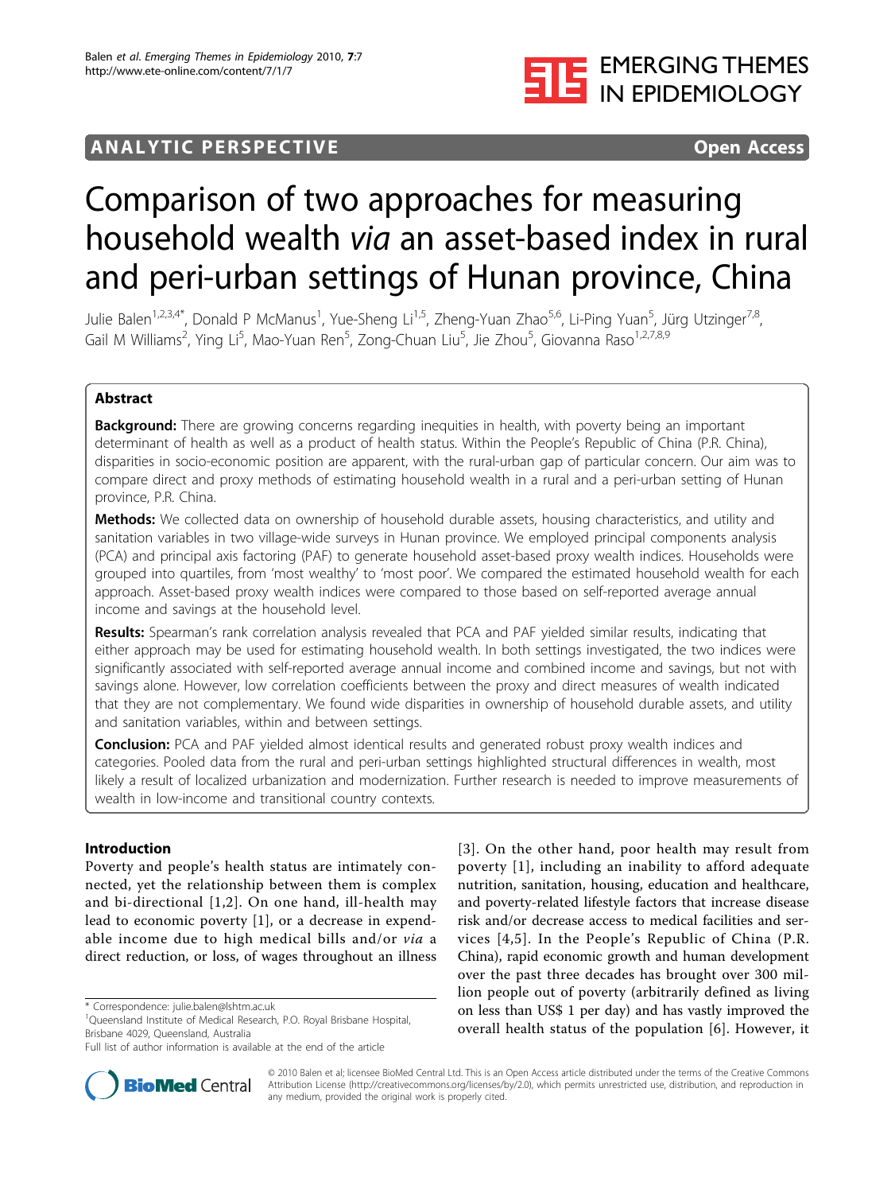ANALYTIC PERSPECTIVE | Open Access

# Comparison of two approaches for measuring household wealth *via* an asset-based index in rural and peri-urban settings of Hunan province, China

Julie Balen[1,2,3,4*], Donald P McManus[1], Yue-Sheng Li[1,5], Zheng-Yuan Zhao[5,6], Li-Ping Yuan[5], Jürg Utzinger[7,8], Gail M Williams[2], Ying Li[5], Mao-Yuan Ren[5], Zong-Chuan Liu[5], Jie Zhou[5], Giovanna Raso[1,2,7,8,9]

## Abstract

**Background:** There are growing concerns regarding inequities in health, with poverty being an important determinant of health as well as a product of health status. Within the People's Republic of China (P.R. China), disparities in socio-economic position are apparent, with the rural-urban gap of particular concern. Our aim was to compare direct and proxy methods of estimating household wealth in a rural and a peri-urban setting of Hunan province, P.R. China.

**Methods:** We collected data on ownership of household durable assets, housing characteristics, and utility and sanitation variables in two village-wide surveys in Hunan province. We employed principal components analysis (PCA) and principal axis factoring (PAF) to generate household asset-based proxy wealth indices. Households were grouped into quartiles, from 'most wealthy' to 'most poor'. We compared the estimated household wealth for each approach. Asset-based proxy wealth indices were compared to those based on self-reported average annual income and savings at the household level.

**Results:** Spearman's rank correlation analysis revealed that PCA and PAF yielded similar results, indicating that either approach may be used for estimating household wealth. In both settings investigated, the two indices were significantly associated with self-reported average annual income and combined income and savings, but not with savings alone. However, low correlation coefficients between the proxy and direct measures of wealth indicated that they are not complementary. We found wide disparities in ownership of household durable assets, and utility and sanitation variables, within and between settings.

**Conclusion:** PCA and PAF yielded almost identical results and generated robust proxy wealth indices and categories. Pooled data from the rural and peri-urban settings highlighted structural differences in wealth, most likely a result of localized urbanization and modernization. Further research is needed to improve measurements of wealth in low-income and transitional country contexts.

## Introduction

Poverty and people's health status are intimately connected, yet the relationship between them is complex and bi-directional [1,2]. On one hand, ill-health may lead to economic poverty [1], or a decrease in expendable income due to high medical bills and/or *via* a direct reduction, or loss, of wages throughout an illness [3]. On the other hand, poor health may result from poverty [1], including an inability to afford adequate nutrition, sanitation, housing, education and healthcare, and poverty-related lifestyle factors that increase disease risk and/or decrease access to medical facilities and services [4,5]. In the People's Republic of China (P.R. China), rapid economic growth and human development over the past three decades has brought over 300 million people out of poverty (arbitrarily defined as living on less than US$ 1 per day) and has vastly improved the overall health status of the population [6]. However, it

\* Correspondence: julie.balen@lshtm.ac.uk
[1]Queensland Institute of Medical Research, P.O. Royal Brisbane Hospital, Brisbane 4029, Queensland, Australia
Full list of author information is available at the end of the article

© 2010 Balen et al; licensee BioMed Central Ltd. This is an Open Access article distributed under the terms of the Creative Commons Attribution License (http://creativecommons.org/licenses/by/2.0), which permits unrestricted use, distribution, and reproduction in any medium, provided the original work is properly cited.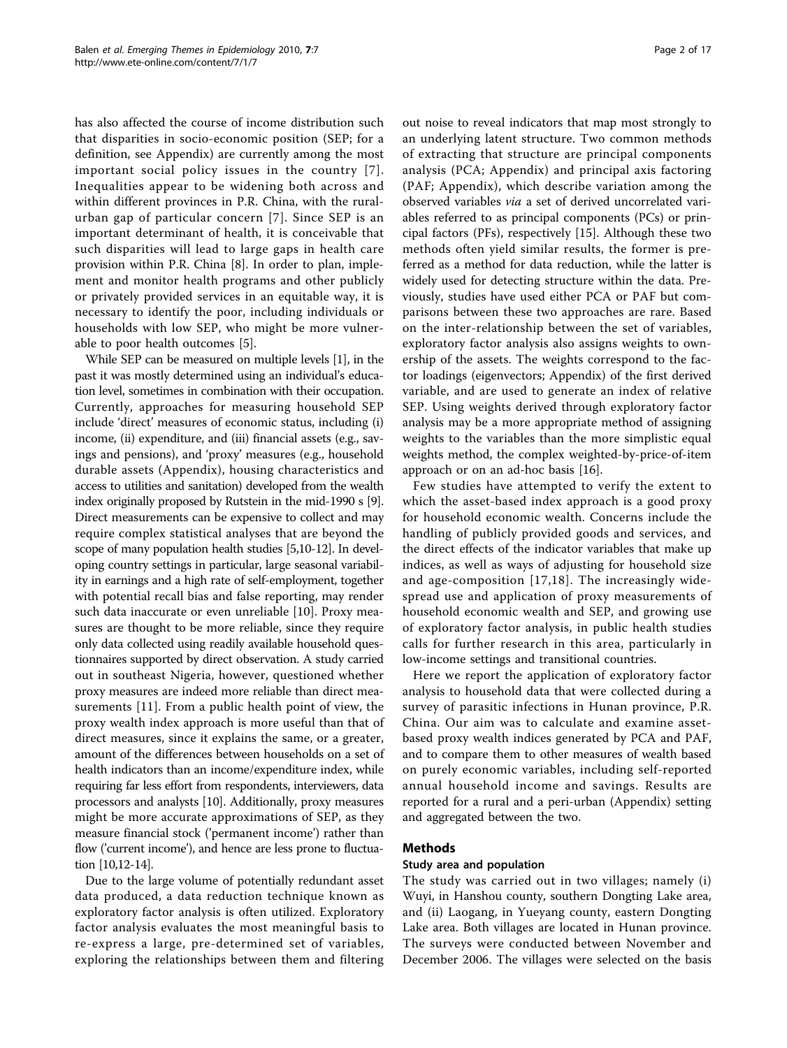has also affected the course of income distribution such that disparities in socio-economic position (SEP; for a definition, see Appendix) are currently among the most important social policy issues in the country [7]. Inequalities appear to be widening both across and within different provinces in P.R. China, with the rural-urban gap of particular concern [7]. Since SEP is an important determinant of health, it is conceivable that such disparities will lead to large gaps in health care provision within P.R. China [8]. In order to plan, implement and monitor health programs and other publicly or privately provided services in an equitable way, it is necessary to identify the poor, including individuals or households with low SEP, who might be more vulnerable to poor health outcomes [5].

While SEP can be measured on multiple levels [1], in the past it was mostly determined using an individual's education level, sometimes in combination with their occupation. Currently, approaches for measuring household SEP include 'direct' measures of economic status, including (i) income, (ii) expenditure, and (iii) financial assets (e.g., savings and pensions), and 'proxy' measures (e.g., household durable assets (Appendix), housing characteristics and access to utilities and sanitation) developed from the wealth index originally proposed by Rutstein in the mid-1990 s [9]. Direct measurements can be expensive to collect and may require complex statistical analyses that are beyond the scope of many population health studies [5,10-12]. In developing country settings in particular, large seasonal variability in earnings and a high rate of self-employment, together with potential recall bias and false reporting, may render such data inaccurate or even unreliable [10]. Proxy measures are thought to be more reliable, since they require only data collected using readily available household questionnaires supported by direct observation. A study carried out in southeast Nigeria, however, questioned whether proxy measures are indeed more reliable than direct measurements [11]. From a public health point of view, the proxy wealth index approach is more useful than that of direct measures, since it explains the same, or a greater, amount of the differences between households on a set of health indicators than an income/expenditure index, while requiring far less effort from respondents, interviewers, data processors and analysts [10]. Additionally, proxy measures might be more accurate approximations of SEP, as they measure financial stock ('permanent income') rather than flow ('current income'), and hence are less prone to fluctuation [10,12-14].

Due to the large volume of potentially redundant asset data produced, a data reduction technique known as exploratory factor analysis is often utilized. Exploratory factor analysis evaluates the most meaningful basis to re-express a large, pre-determined set of variables, exploring the relationships between them and filtering out noise to reveal indicators that map most strongly to an underlying latent structure. Two common methods of extracting that structure are principal components analysis (PCA; Appendix) and principal axis factoring (PAF; Appendix), which describe variation among the observed variables *via* a set of derived uncorrelated variables referred to as principal components (PCs) or principal factors (PFs), respectively [15]. Although these two methods often yield similar results, the former is preferred as a method for data reduction, while the latter is widely used for detecting structure within the data. Previously, studies have used either PCA or PAF but comparisons between these two approaches are rare. Based on the inter-relationship between the set of variables, exploratory factor analysis also assigns weights to ownership of the assets. The weights correspond to the factor loadings (eigenvectors; Appendix) of the first derived variable, and are used to generate an index of relative SEP. Using weights derived through exploratory factor analysis may be a more appropriate method of assigning weights to the variables than the more simplistic equal weights method, the complex weighted-by-price-of-item approach or on an ad-hoc basis [16].

Few studies have attempted to verify the extent to which the asset-based index approach is a good proxy for household economic wealth. Concerns include the handling of publicly provided goods and services, and the direct effects of the indicator variables that make up indices, as well as ways of adjusting for household size and age-composition [17,18]. The increasingly widespread use and application of proxy measurements of household economic wealth and SEP, and growing use of exploratory factor analysis, in public health studies calls for further research in this area, particularly in low-income settings and transitional countries.

Here we report the application of exploratory factor analysis to household data that were collected during a survey of parasitic infections in Hunan province, P.R. China. Our aim was to calculate and examine asset-based proxy wealth indices generated by PCA and PAF, and to compare them to other measures of wealth based on purely economic variables, including self-reported annual household income and savings. Results are reported for a rural and a peri-urban (Appendix) setting and aggregated between the two.

## Methods

### Study area and population

The study was carried out in two villages; namely (i) Wuyi, in Hanshou county, southern Dongting Lake area, and (ii) Laogang, in Yueyang county, eastern Dongting Lake area. Both villages are located in Hunan province. The surveys were conducted between November and December 2006. The villages were selected on the basis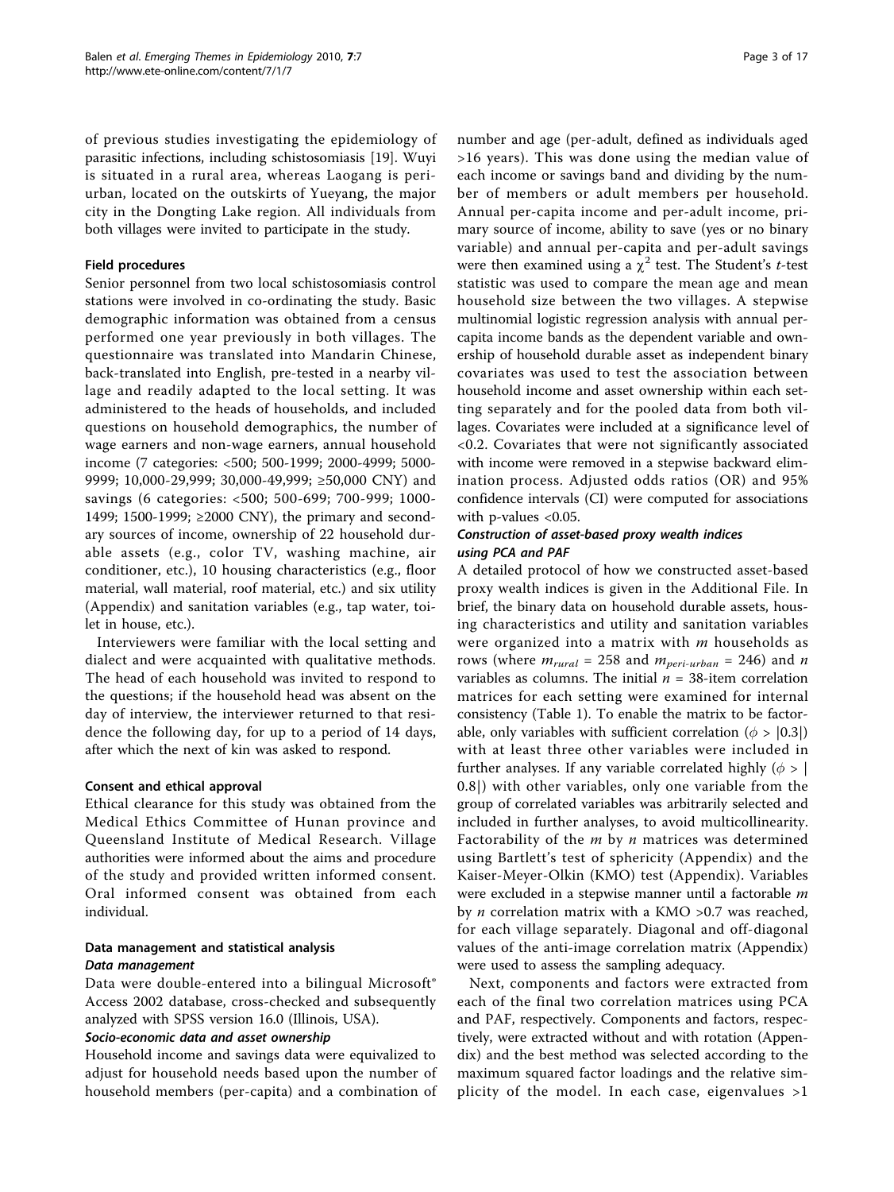of previous studies investigating the epidemiology of parasitic infections, including schistosomiasis [19]. Wuyi is situated in a rural area, whereas Laogang is peri-urban, located on the outskirts of Yueyang, the major city in the Dongting Lake region. All individuals from both villages were invited to participate in the study.

### Field procedures

Senior personnel from two local schistosomiasis control stations were involved in co-ordinating the study. Basic demographic information was obtained from a census performed one year previously in both villages. The questionnaire was translated into Mandarin Chinese, back-translated into English, pre-tested in a nearby village and readily adapted to the local setting. It was administered to the heads of households, and included questions on household demographics, the number of wage earners and non-wage earners, annual household income (7 categories: <500; 500-1999; 2000-4999; 5000-9999; 10,000-29,999; 30,000-49,999; ≥50,000 CNY) and savings (6 categories: <500; 500-699; 700-999; 1000-1499; 1500-1999; ≥2000 CNY), the primary and secondary sources of income, ownership of 22 household durable assets (e.g., color TV, washing machine, air conditioner, etc.), 10 housing characteristics (e.g., floor material, wall material, roof material, etc.) and six utility (Appendix) and sanitation variables (e.g., tap water, toilet in house, etc.).

Interviewers were familiar with the local setting and dialect and were acquainted with qualitative methods. The head of each household was invited to respond to the questions; if the household head was absent on the day of interview, the interviewer returned to that residence the following day, for up to a period of 14 days, after which the next of kin was asked to respond.

### Consent and ethical approval

Ethical clearance for this study was obtained from the Medical Ethics Committee of Hunan province and Queensland Institute of Medical Research. Village authorities were informed about the aims and procedure of the study and provided written informed consent. Oral informed consent was obtained from each individual.

### Data management and statistical analysis

#### *Data management*

Data were double-entered into a bilingual Microsoft® Access 2002 database, cross-checked and subsequently analyzed with SPSS version 16.0 (Illinois, USA).

#### *Socio-economic data and asset ownership*

Household income and savings data were equivalized to adjust for household needs based upon the number of household members (per-capita) and a combination of number and age (per-adult, defined as individuals aged >16 years). This was done using the median value of each income or savings band and dividing by the number of members or adult members per household. Annual per-capita income and per-adult income, primary source of income, ability to save (yes or no binary variable) and annual per-capita and per-adult savings were then examined using a $\chi^2$ test. The Student's $t$-test statistic was used to compare the mean age and mean household size between the two villages. A stepwise multinomial logistic regression analysis with annual per-capita income bands as the dependent variable and ownership of household durable asset as independent binary covariates was used to test the association between household income and asset ownership within each setting separately and for the pooled data from both villages. Covariates were included at a significance level of <0.2. Covariates that were not significantly associated with income were removed in a stepwise backward elimination process. Adjusted odds ratios (OR) and 95% confidence intervals (CI) were computed for associations with p-values <0.05.

#### *Construction of asset-based proxy wealth indices using PCA and PAF*

A detailed protocol of how we constructed asset-based proxy wealth indices is given in the Additional File. In brief, the binary data on household durable assets, housing characteristics and utility and sanitation variables were organized into a matrix with $m$ households as rows (where $m_{rural}$ = 258 and $m_{peri-urban}$ = 246) and $n$ variables as columns. The initial $n$ = 38-item correlation matrices for each setting were examined for internal consistency (Table 1). To enable the matrix to be factorable, only variables with sufficient correlation ($\phi > |0.3|$) with at least three other variables were included in further analyses. If any variable correlated highly ($\phi > |0.8|$) with other variables, only one variable from the group of correlated variables was arbitrarily selected and included in further analyses, to avoid multicollinearity. Factorability of the $m$ by $n$ matrices was determined using Bartlett's test of sphericity (Appendix) and the Kaiser-Meyer-Olkin (KMO) test (Appendix). Variables were excluded in a stepwise manner until a factorable $m$ by $n$ correlation matrix with a KMO >0.7 was reached, for each village separately. Diagonal and off-diagonal values of the anti-image correlation matrix (Appendix) were used to assess the sampling adequacy.

Next, components and factors were extracted from each of the final two correlation matrices using PCA and PAF, respectively. Components and factors, respectively, were extracted without and with rotation (Appendix) and the best method was selected according to the maximum squared factor loadings and the relative simplicity of the model. In each case, eigenvalues >1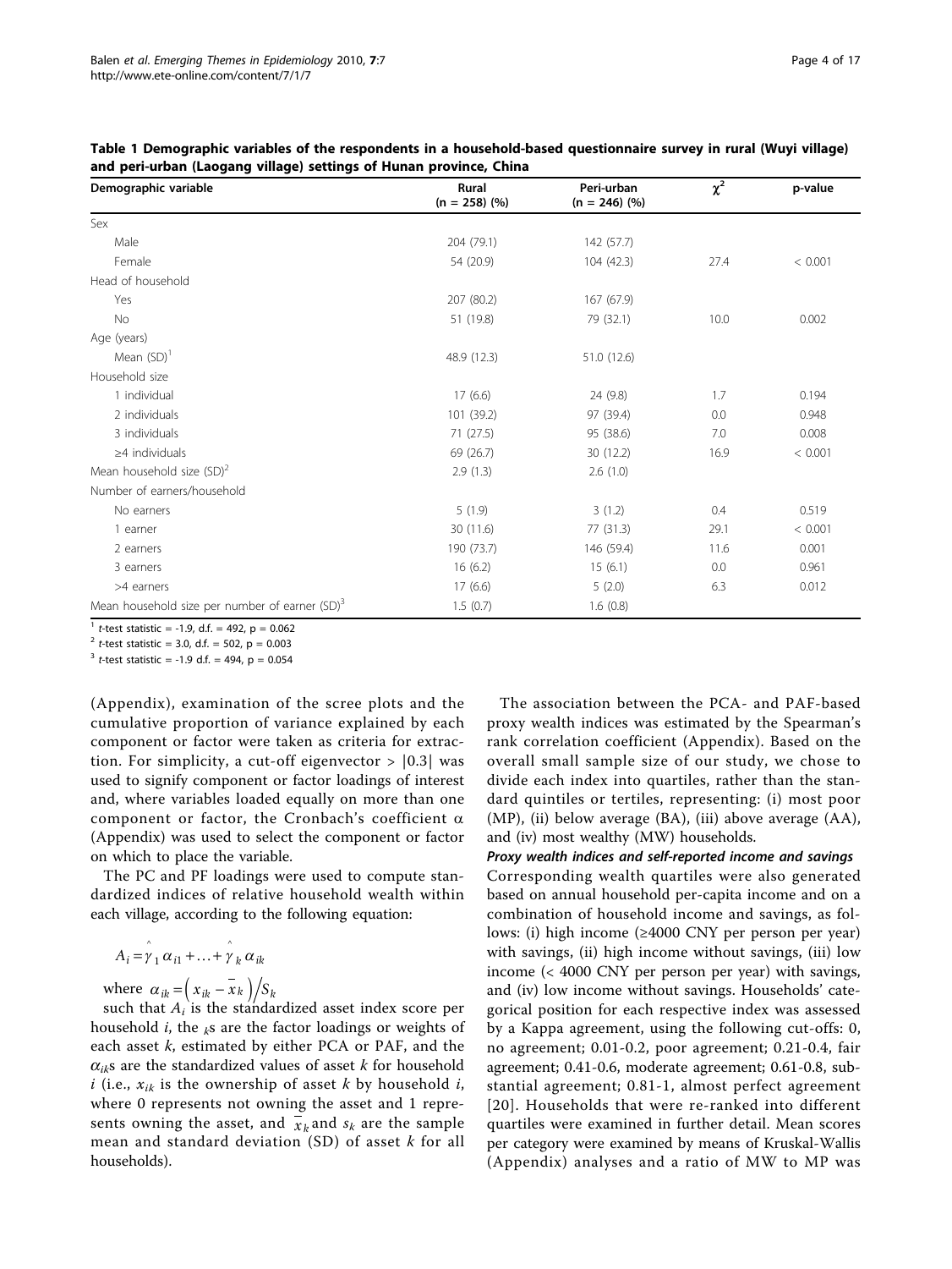**Table 1 Demographic variables of the respondents in a household-based questionnaire survey in rural (Wuyi village) and peri-urban (Laogang village) settings of Hunan province, China**

| Demographic variable | Rural (n = 258) (%) | Peri-urban (n = 246) (%) | $\chi^2$ | p-value |
|---|---|---|---|---|
| Sex | | | | |
| Male | 204 (79.1) | 142 (57.7) | | |
| Female | 54 (20.9) | 104 (42.3) | 27.4 | < 0.001 |
| Head of household | | | | |
| Yes | 207 (80.2) | 167 (67.9) | | |
| No | 51 (19.8) | 79 (32.1) | 10.0 | 0.002 |
| Age (years) | | | | |
| Mean (SD)[1] | 48.9 (12.3) | 51.0 (12.6) | | |
| Household size | | | | |
| 1 individual | 17 (6.6) | 24 (9.8) | 1.7 | 0.194 |
| 2 individuals | 101 (39.2) | 97 (39.4) | 0.0 | 0.948 |
| 3 individuals | 71 (27.5) | 95 (38.6) | 7.0 | 0.008 |
| ≥4 individuals | 69 (26.7) | 30 (12.2) | 16.9 | < 0.001 |
| Mean household size (SD)[2] | 2.9 (1.3) | 2.6 (1.0) | | |
| Number of earners/household | | | | |
| No earners | 5 (1.9) | 3 (1.2) | 0.4 | 0.519 |
| 1 earner | 30 (11.6) | 77 (31.3) | 29.1 | < 0.001 |
| 2 earners | 190 (73.7) | 146 (59.4) | 11.6 | 0.001 |
| 3 earners | 16 (6.2) | 15 (6.1) | 0.0 | 0.961 |
| >4 earners | 17 (6.6) | 5 (2.0) | 6.3 | 0.012 |
| Mean household size per number of earner (SD)[3] | 1.5 (0.7) | 1.6 (0.8) | | |

[1] *t*-test statistic = -1.9, d.f. = 492, p = 0.062
[2] *t*-test statistic = 3.0, d.f. = 502, p = 0.003
[3] *t*-test statistic = -1.9 d.f. = 494, p = 0.054

(Appendix), examination of the scree plots and the cumulative proportion of variance explained by each component or factor were taken as criteria for extraction. For simplicity, a cut-off eigenvector > |0.3| was used to signify component or factor loadings of interest and, where variables loaded equally on more than one component or factor, the Cronbach's coefficient α (Appendix) was used to select the component or factor on which to place the variable.

The PC and PF loadings were used to compute standardized indices of relative household wealth within each village, according to the following equation:

$$A_i = \hat{\gamma}_1 \alpha_{i1} + \ldots + \hat{\gamma}_k \alpha_{ik}$$

where $\alpha_{ik} = \left( x_{ik} - \bar{x}_k \right) / S_k$

such that $A_i$ is the standardized asset index score per household $i$, the $_k$s are the factor loadings or weights of each asset $k$, estimated by either PCA or PAF, and the $\alpha_{ik}$s are the standardized values of asset $k$ for household $i$ (i.e., $x_{ik}$ is the ownership of asset $k$ by household $i$, where 0 represents not owning the asset and 1 represents owning the asset, and $\bar{x}_k$ and $s_k$ are the sample mean and standard deviation (SD) of asset $k$ for all households).

The association between the PCA- and PAF-based proxy wealth indices was estimated by the Spearman's rank correlation coefficient (Appendix). Based on the overall small sample size of our study, we chose to divide each index into quartiles, rather than the standard quintiles or tertiles, representing: (i) most poor (MP), (ii) below average (BA), (iii) above average (AA), and (iv) most wealthy (MW) households.

#### *Proxy wealth indices and self-reported income and savings*

Corresponding wealth quartiles were also generated based on annual household per-capita income and on a combination of household income and savings, as follows: (i) high income (≥4000 CNY per person per year) with savings, (ii) high income without savings, (iii) low income (< 4000 CNY per person per year) with savings, and (iv) low income without savings. Households' categorical position for each respective index was assessed by a Kappa agreement, using the following cut-offs: 0, no agreement; 0.01-0.2, poor agreement; 0.21-0.4, fair agreement; 0.41-0.6, moderate agreement; 0.61-0.8, substantial agreement; 0.81-1, almost perfect agreement [20]. Households that were re-ranked into different quartiles were examined in further detail. Mean scores per category were examined by means of Kruskal-Wallis (Appendix) analyses and a ratio of MW to MP was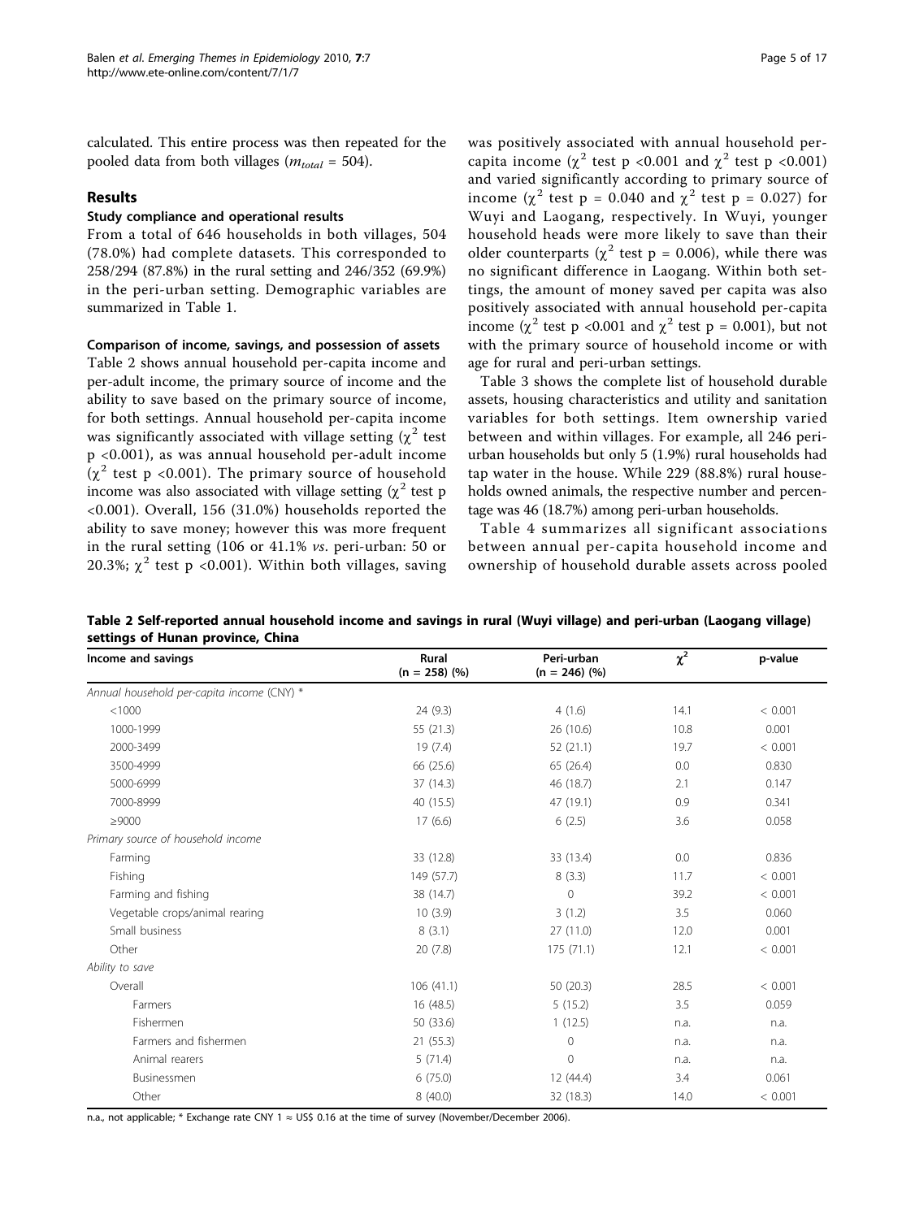calculated. This entire process was then repeated for the pooled data from both villages ($m_{total}$ = 504).

## Results

### Study compliance and operational results

From a total of 646 households in both villages, 504 (78.0%) had complete datasets. This corresponded to 258/294 (87.8%) in the rural setting and 246/352 (69.9%) in the peri-urban setting. Demographic variables are summarized in Table 1.

### Comparison of income, savings, and possession of assets

Table 2 shows annual household per-capita income and per-adult income, the primary source of income and the ability to save based on the primary source of income, for both settings. Annual household per-capita income was significantly associated with village setting ($\chi^2$ test p <0.001), as was annual household per-adult income ($\chi^2$ test p <0.001). The primary source of household income was also associated with village setting ($\chi^2$ test p <0.001). Overall, 156 (31.0%) households reported the ability to save money; however this was more frequent in the rural setting (106 or 41.1% *vs*. peri-urban: 50 or 20.3%; $\chi^2$ test p <0.001). Within both villages, saving was positively associated with annual household per-capita income ($\chi^2$ test p <0.001 and $\chi^2$ test p <0.001) and varied significantly according to primary source of income ($\chi^2$ test p = 0.040 and $\chi^2$ test p = 0.027) for Wuyi and Laogang, respectively. In Wuyi, younger household heads were more likely to save than their older counterparts ($\chi^2$ test p = 0.006), while there was no significant difference in Laogang. Within both settings, the amount of money saved per capita was also positively associated with annual household per-capita income ($\chi^2$ test p <0.001 and $\chi^2$ test p = 0.001), but not with the primary source of household income or with age for rural and peri-urban settings.

Table 3 shows the complete list of household durable assets, housing characteristics and utility and sanitation variables for both settings. Item ownership varied between and within villages. For example, all 246 peri-urban households but only 5 (1.9%) rural households had tap water in the house. While 229 (88.8%) rural households owned animals, the respective number and percentage was 46 (18.7%) among peri-urban households.

Table 4 summarizes all significant associations between annual per-capita household income and ownership of household durable assets across pooled

**Table 2 Self-reported annual household income and savings in rural (Wuyi village) and peri-urban (Laogang village) settings of Hunan province, China**

| Income and savings | Rural (n = 258) (%) | Peri-urban (n = 246) (%) | $\chi^2$ | p-value |
|---|---|---|---|---|
| *Annual household per-capita income (CNY) ** | | | | |
| <1000 | 24 (9.3) | 4 (1.6) | 14.1 | < 0.001 |
| 1000-1999 | 55 (21.3) | 26 (10.6) | 10.8 | 0.001 |
| 2000-3499 | 19 (7.4) | 52 (21.1) | 19.7 | < 0.001 |
| 3500-4999 | 66 (25.6) | 65 (26.4) | 0.0 | 0.830 |
| 5000-6999 | 37 (14.3) | 46 (18.7) | 2.1 | 0.147 |
| 7000-8999 | 40 (15.5) | 47 (19.1) | 0.9 | 0.341 |
| ≥9000 | 17 (6.6) | 6 (2.5) | 3.6 | 0.058 |
| *Primary source of household income* | | | | |
| Farming | 33 (12.8) | 33 (13.4) | 0.0 | 0.836 |
| Fishing | 149 (57.7) | 8 (3.3) | 11.7 | < 0.001 |
| Farming and fishing | 38 (14.7) | 0 | 39.2 | < 0.001 |
| Vegetable crops/animal rearing | 10 (3.9) | 3 (1.2) | 3.5 | 0.060 |
| Small business | 8 (3.1) | 27 (11.0) | 12.0 | 0.001 |
| Other | 20 (7.8) | 175 (71.1) | 12.1 | < 0.001 |
| *Ability to save* | | | | |
| Overall | 106 (41.1) | 50 (20.3) | 28.5 | < 0.001 |
| Farmers | 16 (48.5) | 5 (15.2) | 3.5 | 0.059 |
| Fishermen | 50 (33.6) | 1 (12.5) | n.a. | n.a. |
| Farmers and fishermen | 21 (55.3) | 0 | n.a. | n.a. |
| Animal rearers | 5 (71.4) | 0 | n.a. | n.a. |
| Businessmen | 6 (75.0) | 12 (44.4) | 3.4 | 0.061 |
| Other | 8 (40.0) | 32 (18.3) | 14.0 | < 0.001 |

n.a., not applicable; * Exchange rate CNY 1 ≈ US$ 0.16 at the time of survey (November/December 2006).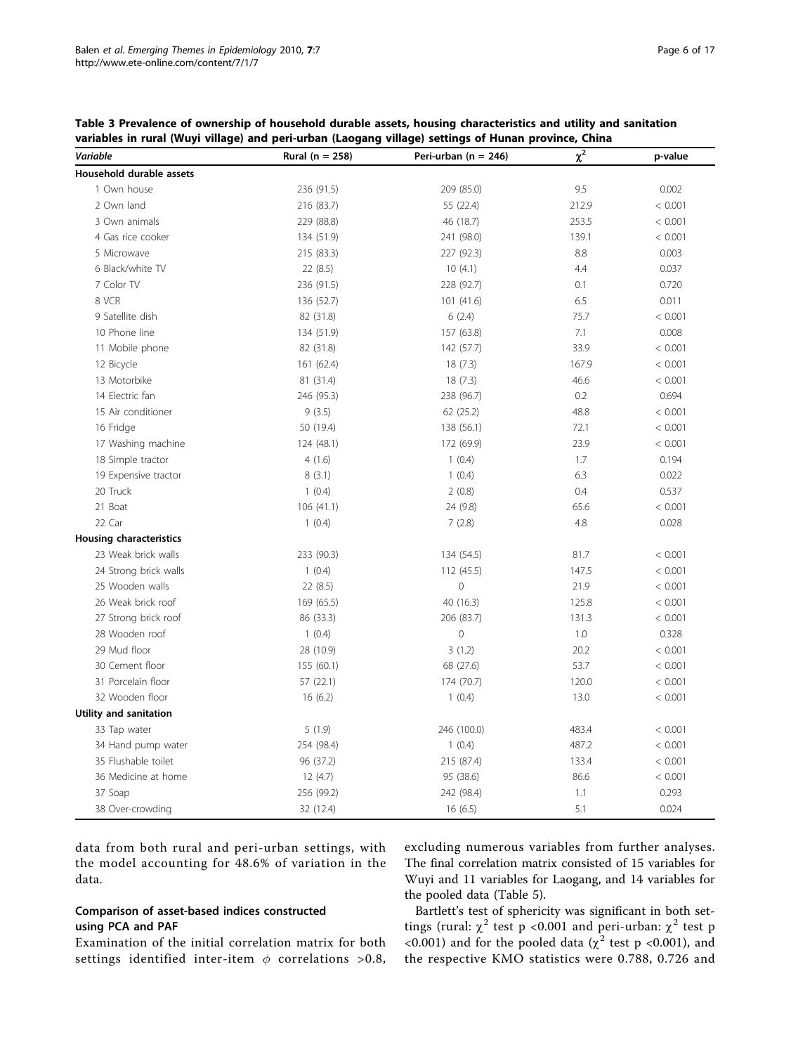**Table 3 Prevalence of ownership of household durable assets, housing characteristics and utility and sanitation variables in rural (Wuyi village) and peri-urban (Laogang village) settings of Hunan province, China**

| *Variable* | Rural (n = 258) | Peri-urban (n = 246) | $\chi^2$ | p-value |
|---|---|---|---|---|
| **Household durable assets** | | | | |
| 1 Own house | 236 (91.5) | 209 (85.0) | 9.5 | 0.002 |
| 2 Own land | 216 (83.7) | 55 (22.4) | 212.9 | < 0.001 |
| 3 Own animals | 229 (88.8) | 46 (18.7) | 253.5 | < 0.001 |
| 4 Gas rice cooker | 134 (51.9) | 241 (98.0) | 139.1 | < 0.001 |
| 5 Microwave | 215 (83.3) | 227 (92.3) | 8.8 | 0.003 |
| 6 Black/white TV | 22 (8.5) | 10 (4.1) | 4.4 | 0.037 |
| 7 Color TV | 236 (91.5) | 228 (92.7) | 0.1 | 0.720 |
| 8 VCR | 136 (52.7) | 101 (41.6) | 6.5 | 0.011 |
| 9 Satellite dish | 82 (31.8) | 6 (2.4) | 75.7 | < 0.001 |
| 10 Phone line | 134 (51.9) | 157 (63.8) | 7.1 | 0.008 |
| 11 Mobile phone | 82 (31.8) | 142 (57.7) | 33.9 | < 0.001 |
| 12 Bicycle | 161 (62.4) | 18 (7.3) | 167.9 | < 0.001 |
| 13 Motorbike | 81 (31.4) | 18 (7.3) | 46.6 | < 0.001 |
| 14 Electric fan | 246 (95.3) | 238 (96.7) | 0.2 | 0.694 |
| 15 Air conditioner | 9 (3.5) | 62 (25.2) | 48.8 | < 0.001 |
| 16 Fridge | 50 (19.4) | 138 (56.1) | 72.1 | < 0.001 |
| 17 Washing machine | 124 (48.1) | 172 (69.9) | 23.9 | < 0.001 |
| 18 Simple tractor | 4 (1.6) | 1 (0.4) | 1.7 | 0.194 |
| 19 Expensive tractor | 8 (3.1) | 1 (0.4) | 6.3 | 0.022 |
| 20 Truck | 1 (0.4) | 2 (0.8) | 0.4 | 0.537 |
| 21 Boat | 106 (41.1) | 24 (9.8) | 65.6 | < 0.001 |
| 22 Car | 1 (0.4) | 7 (2.8) | 4.8 | 0.028 |
| **Housing characteristics** | | | | |
| 23 Weak brick walls | 233 (90.3) | 134 (54.5) | 81.7 | < 0.001 |
| 24 Strong brick walls | 1 (0.4) | 112 (45.5) | 147.5 | < 0.001 |
| 25 Wooden walls | 22 (8.5) | 0 | 21.9 | < 0.001 |
| 26 Weak brick roof | 169 (65.5) | 40 (16.3) | 125.8 | < 0.001 |
| 27 Strong brick roof | 86 (33.3) | 206 (83.7) | 131.3 | < 0.001 |
| 28 Wooden roof | 1 (0.4) | 0 | 1.0 | 0.328 |
| 29 Mud floor | 28 (10.9) | 3 (1.2) | 20.2 | < 0.001 |
| 30 Cement floor | 155 (60.1) | 68 (27.6) | 53.7 | < 0.001 |
| 31 Porcelain floor | 57 (22.1) | 174 (70.7) | 120.0 | < 0.001 |
| 32 Wooden floor | 16 (6.2) | 1 (0.4) | 13.0 | < 0.001 |
| **Utility and sanitation** | | | | |
| 33 Tap water | 5 (1.9) | 246 (100.0) | 483.4 | < 0.001 |
| 34 Hand pump water | 254 (98.4) | 1 (0.4) | 487.2 | < 0.001 |
| 35 Flushable toilet | 96 (37.2) | 215 (87.4) | 133.4 | < 0.001 |
| 36 Medicine at home | 12 (4.7) | 95 (38.6) | 86.6 | < 0.001 |
| 37 Soap | 256 (99.2) | 242 (98.4) | 1.1 | 0.293 |
| 38 Over-crowding | 32 (12.4) | 16 (6.5) | 5.1 | 0.024 |

data from both rural and peri-urban settings, with the model accounting for 48.6% of variation in the data.

### Comparison of asset-based indices constructed using PCA and PAF

Examination of the initial correlation matrix for both settings identified inter-item $\phi$ correlations >0.8, excluding numerous variables from further analyses. The final correlation matrix consisted of 15 variables for Wuyi and 11 variables for Laogang, and 14 variables for the pooled data (Table 5).

Bartlett's test of sphericity was significant in both settings (rural: $\chi^2$ test p <0.001 and peri-urban: $\chi^2$ test p <0.001) and for the pooled data ($\chi^2$ test p <0.001), and the respective KMO statistics were 0.788, 0.726 and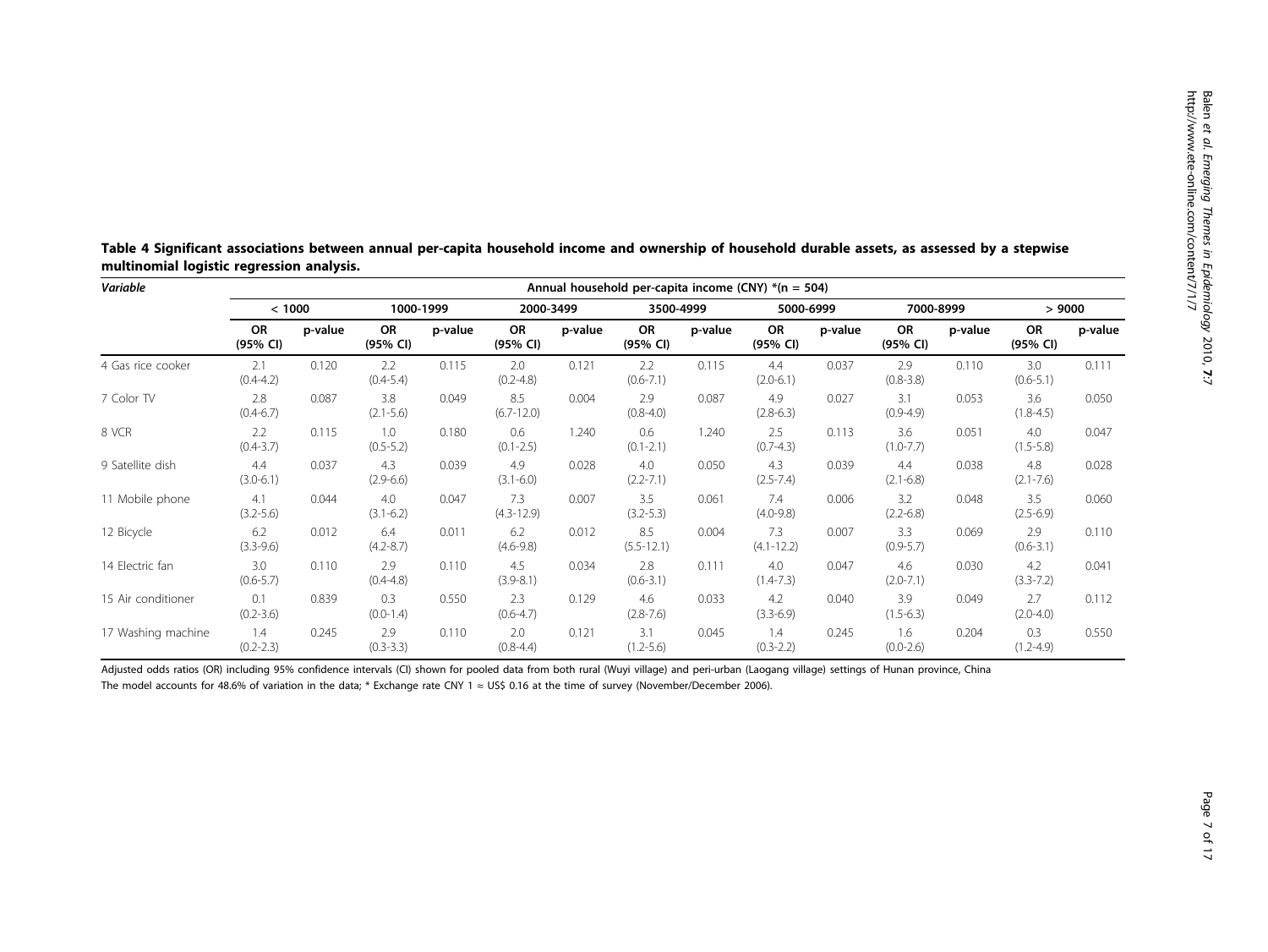**Table 4 Significant associations between annual per-capita household income and ownership of household durable assets, as assessed by a stepwise multinomial logistic regression analysis.**

| *Variable* | Annual household per-capita income (CNY) *(n = 504) | | | | | | | | | | | | | |
|---|---|---|---|---|---|---|---|---|---|---|---|---|---|---|
| | < 1000 | | 1000-1999 | | 2000-3499 | | 3500-4999 | | 5000-6999 | | 7000-8999 | | > 9000 | |
| | OR (95% CI) | p-value | OR (95% CI) | p-value | OR (95% CI) | p-value | OR (95% CI) | p-value | OR (95% CI) | p-value | OR (95% CI) | p-value | OR (95% CI) | p-value |
| 4 Gas rice cooker | 2.1 (0.4-4.2) | 0.120 | 2.2 (0.4-5.4) | 0.115 | 2.0 (0.2-4.8) | 0.121 | 2.2 (0.6-7.1) | 0.115 | 4.4 (2.0-6.1) | 0.037 | 2.9 (0.8-3.8) | 0.110 | 3.0 (0.6-5.1) | 0.111 |
| 7 Color TV | 2.8 (0.4-6.7) | 0.087 | 3.8 (2.1-5.6) | 0.049 | 8.5 (6.7-12.0) | 0.004 | 2.9 (0.8-4.0) | 0.087 | 4.9 (2.8-6.3) | 0.027 | 3.1 (0.9-4.9) | 0.053 | 3.6 (1.8-4.5) | 0.050 |
| 8 VCR | 2.2 (0.4-3.7) | 0.115 | 1.0 (0.5-5.2) | 0.180 | 0.6 (0.1-2.5) | 1.240 | 0.6 (0.1-2.1) | 1.240 | 2.5 (0.7-4.3) | 0.113 | 3.6 (1.0-7.7) | 0.051 | 4.0 (1.5-5.8) | 0.047 |
| 9 Satellite dish | 4.4 (3.0-6.1) | 0.037 | 4.3 (2.9-6.6) | 0.039 | 4.9 (3.1-6.0) | 0.028 | 4.0 (2.2-7.1) | 0.050 | 4.3 (2.5-7.4) | 0.039 | 4.4 (2.1-6.8) | 0.038 | 4.8 (2.1-7.6) | 0.028 |
| 11 Mobile phone | 4.1 (3.2-5.6) | 0.044 | 4.0 (3.1-6.2) | 0.047 | 7.3 (4.3-12.9) | 0.007 | 3.5 (3.2-5.3) | 0.061 | 7.4 (4.0-9.8) | 0.006 | 3.2 (2.2-6.8) | 0.048 | 3.5 (2.5-6.9) | 0.060 |
| 12 Bicycle | 6.2 (3.3-9.6) | 0.012 | 6.4 (4.2-8.7) | 0.011 | 6.2 (4.6-9.8) | 0.012 | 8.5 (5.5-12.1) | 0.004 | 7.3 (4.1-12.2) | 0.007 | 3.3 (0.9-5.7) | 0.069 | 2.9 (0.6-3.1) | 0.110 |
| 14 Electric fan | 3.0 (0.6-5.7) | 0.110 | 2.9 (0.4-4.8) | 0.110 | 4.5 (3.9-8.1) | 0.034 | 2.8 (0.6-3.1) | 0.111 | 4.0 (1.4-7.3) | 0.047 | 4.6 (2.0-7.1) | 0.030 | 4.2 (3.3-7.2) | 0.041 |
| 15 Air conditioner | 0.1 (0.2-3.6) | 0.839 | 0.3 (0.0-1.4) | 0.550 | 2.3 (0.6-4.7) | 0.129 | 4.6 (2.8-7.6) | 0.033 | 4.2 (3.3-6.9) | 0.040 | 3.9 (1.5-6.3) | 0.049 | 2.7 (2.0-4.0) | 0.112 |
| 17 Washing machine | 1.4 (0.2-2.3) | 0.245 | 2.9 (0.3-3.3) | 0.110 | 2.0 (0.8-4.4) | 0.121 | 3.1 (1.2-5.6) | 0.045 | 1.4 (0.3-2.2) | 0.245 | 1.6 (0.0-2.6) | 0.204 | 0.3 (1.2-4.9) | 0.550 |

Adjusted odds ratios (OR) including 95% confidence intervals (CI) shown for pooled data from both rural (Wuyi village) and peri-urban (Laogang village) settings of Hunan province, China

The model accounts for 48.6% of variation in the data; * Exchange rate CNY 1 ≈ US$ 0.16 at the time of survey (November/December 2006).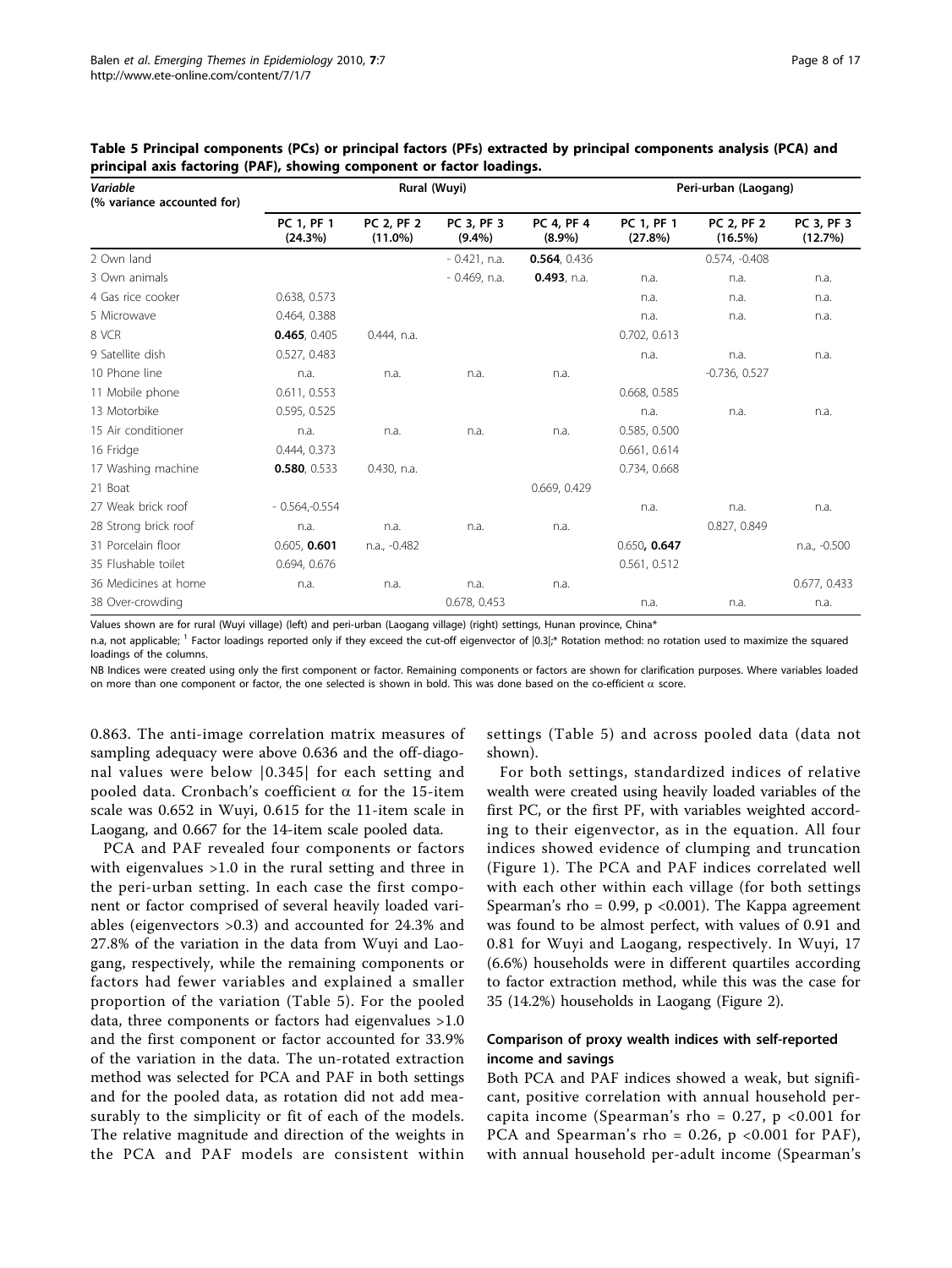**Table 5 Principal components (PCs) or principal factors (PFs) extracted by principal components analysis (PCA) and principal axis factoring (PAF), showing component or factor loadings.**

| *Variable* (% variance accounted for) | Rural (Wuyi) | | | | Peri-urban (Laogang) | | |
|---|---|---|---|---|---|---|---|
| | PC 1, PF 1 (24.3%) | PC 2, PF 2 (11.0%) | PC 3, PF 3 (9.4%) | PC 4, PF 4 (8.9%) | PC 1, PF 1 (27.8%) | PC 2, PF 2 (16.5%) | PC 3, PF 3 (12.7%) |
| 2 Own land | | | - 0.421, n.a. | **0.564**, 0.436 | | 0.574, -0.408 | |
| 3 Own animals | | | - 0.469, n.a. | **0.493**, n.a. | n.a. | n.a. | n.a. |
| 4 Gas rice cooker | 0.638, 0.573 | | | | n.a. | n.a. | n.a. |
| 5 Microwave | 0.464, 0.388 | | | | n.a. | n.a. | n.a. |
| 8 VCR | **0.465**, 0.405 | 0.444, n.a. | | | 0.702, 0.613 | | |
| 9 Satellite dish | 0.527, 0.483 | | | | n.a. | n.a. | n.a. |
| 10 Phone line | n.a. | n.a. | n.a. | n.a. | | -0.736, 0.527 | |
| 11 Mobile phone | 0.611, 0.553 | | | | 0.668, 0.585 | | |
| 13 Motorbike | 0.595, 0.525 | | | | n.a. | n.a. | n.a. |
| 15 Air conditioner | n.a. | n.a. | n.a. | n.a. | 0.585, 0.500 | | |
| 16 Fridge | 0.444, 0.373 | | | | 0.661, 0.614 | | |
| 17 Washing machine | **0.580**, 0.533 | 0.430, n.a. | | | 0.734, 0.668 | | |
| 21 Boat | | | | 0.669, 0.429 | | | |
| 27 Weak brick roof | - 0.564,-0.554 | | | | n.a. | n.a. | n.a. |
| 28 Strong brick roof | n.a. | n.a. | n.a. | n.a. | | 0.827, 0.849 | |
| 31 Porcelain floor | 0.605, **0.601** | n.a., -0.482 | | | 0.650**, 0.647** | | n.a., -0.500 |
| 35 Flushable toilet | 0.694, 0.676 | | | | 0.561, 0.512 | | |
| 36 Medicines at home | n.a. | n.a. | n.a. | n.a. | | | 0.677, 0.433 |
| 38 Over-crowding | | | 0.678, 0.453 | | n.a. | n.a. | n.a. |

Values shown are for rural (Wuyi village) (left) and peri-urban (Laogang village) (right) settings, Hunan province, China*

n.a, not applicable; [1] Factor loadings reported only if they exceed the cut-off eigenvector of |0.3|;* Rotation method: no rotation used to maximize the squared loadings of the columns.

NB Indices were created using only the first component or factor. Remaining components or factors are shown for clarification purposes. Where variables loaded on more than one component or factor, the one selected is shown in bold. This was done based on the co-efficient α score.

0.863. The anti-image correlation matrix measures of sampling adequacy were above 0.636 and the off-diagonal values were below |0.345| for each setting and pooled data. Cronbach's coefficient α for the 15-item scale was 0.652 in Wuyi, 0.615 for the 11-item scale in Laogang, and 0.667 for the 14-item scale pooled data.

PCA and PAF revealed four components or factors with eigenvalues >1.0 in the rural setting and three in the peri-urban setting. In each case the first component or factor comprised of several heavily loaded variables (eigenvectors >0.3) and accounted for 24.3% and 27.8% of the variation in the data from Wuyi and Laogang, respectively, while the remaining components or factors had fewer variables and explained a smaller proportion of the variation (Table 5). For the pooled data, three components or factors had eigenvalues >1.0 and the first component or factor accounted for 33.9% of the variation in the data. The un-rotated extraction method was selected for PCA and PAF in both settings and for the pooled data, as rotation did not add measurably to the simplicity or fit of each of the models. The relative magnitude and direction of the weights in the PCA and PAF models are consistent within settings (Table 5) and across pooled data (data not shown).

For both settings, standardized indices of relative wealth were created using heavily loaded variables of the first PC, or the first PF, with variables weighted according to their eigenvector, as in the equation. All four indices showed evidence of clumping and truncation (Figure 1). The PCA and PAF indices correlated well with each other within each village (for both settings Spearman's rho = 0.99, p <0.001). The Kappa agreement was found to be almost perfect, with values of 0.91 and 0.81 for Wuyi and Laogang, respectively. In Wuyi, 17 (6.6%) households were in different quartiles according to factor extraction method, while this was the case for 35 (14.2%) households in Laogang (Figure 2).

### Comparison of proxy wealth indices with self-reported income and savings

Both PCA and PAF indices showed a weak, but significant, positive correlation with annual household per-capita income (Spearman's rho = 0.27, p <0.001 for PCA and Spearman's rho = 0.26, p <0.001 for PAF), with annual household per-adult income (Spearman's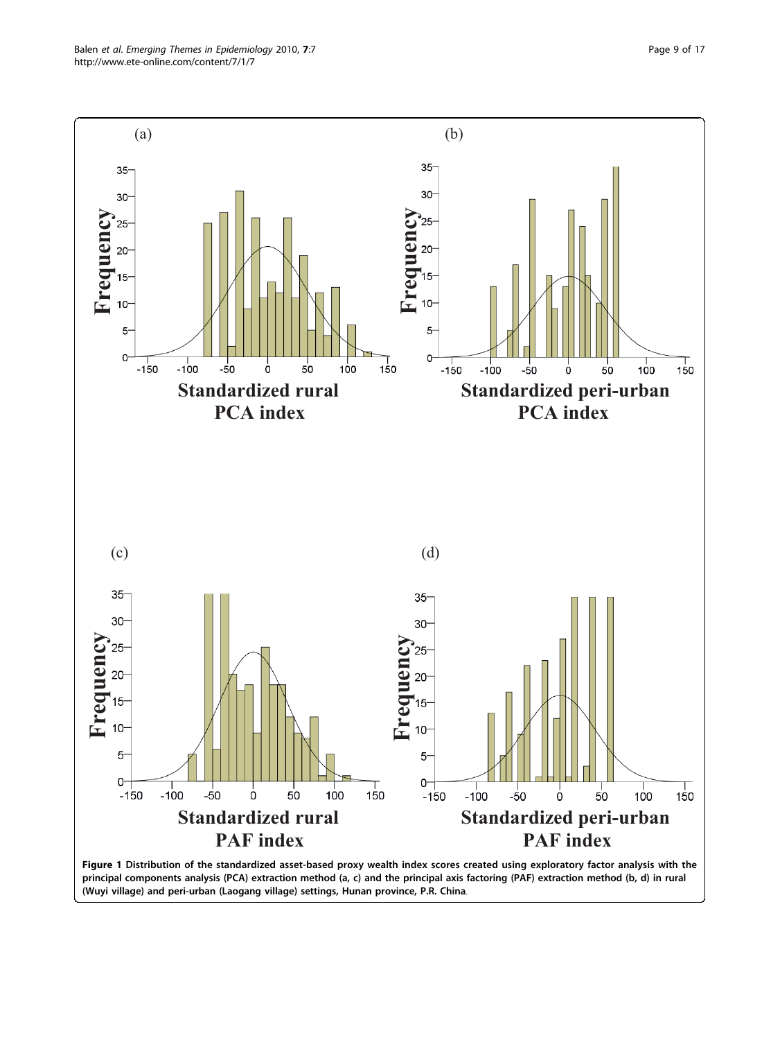**Figure 1 Distribution of the standardized asset-based proxy wealth index scores created using exploratory factor analysis with the principal components analysis (PCA) extraction method (a, c) and the principal axis factoring (PAF) extraction method (b, d) in rural (Wuyi village) and peri-urban (Laogang village) settings, Hunan province, P.R. China**.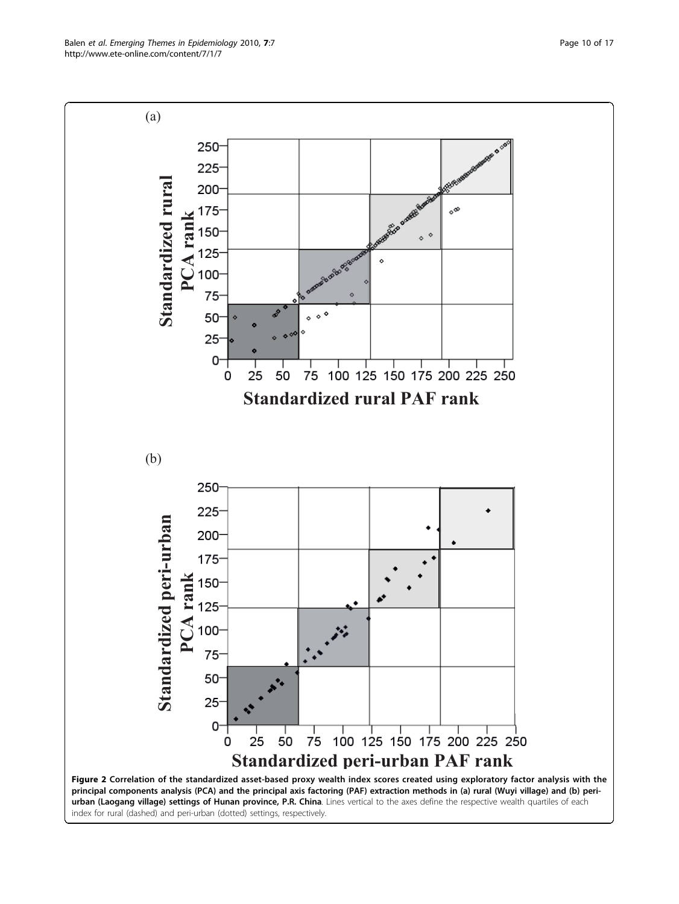**Figure 2 Correlation of the standardized asset-based proxy wealth index scores created using exploratory factor analysis with the principal components analysis (PCA) and the principal axis factoring (PAF) extraction methods in (a) rural (Wuyi village) and (b) peri-urban (Laogang village) settings of Hunan province, P.R. China**. Lines vertical to the axes define the respective wealth quartiles of each index for rural (dashed) and peri-urban (dotted) settings, respectively.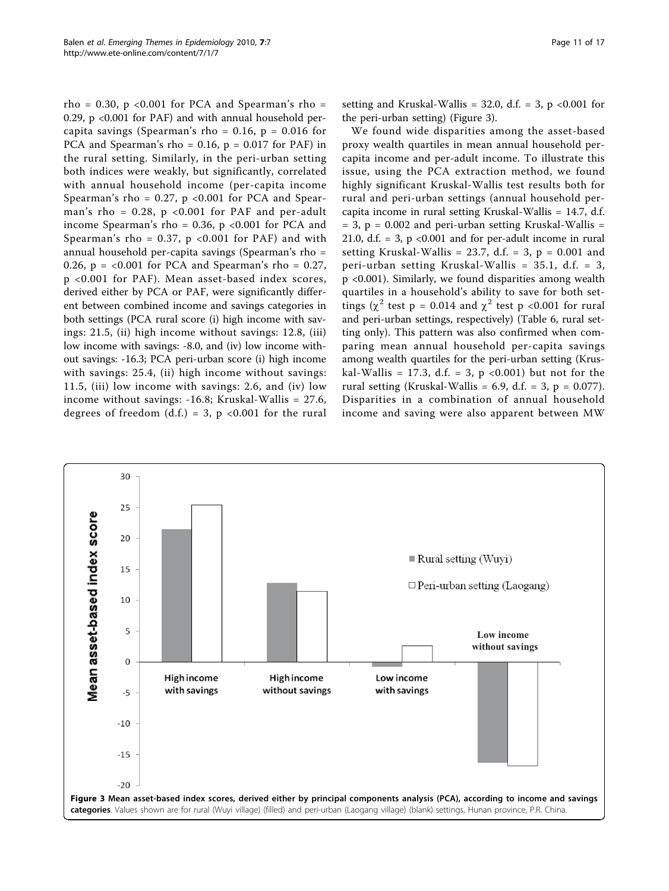rho = 0.30, p <0.001 for PCA and Spearman's rho = 0.29, p <0.001 for PAF) and with annual household per-capita savings (Spearman's rho = 0.16, p = 0.016 for PCA and Spearman's rho = 0.16, p = 0.017 for PAF) in the rural setting. Similarly, in the peri-urban setting both indices were weakly, but significantly, correlated with annual household income (per-capita income Spearman's rho = 0.27, p <0.001 for PCA and Spearman's rho = 0.28, p <0.001 for PAF and per-adult income Spearman's rho = 0.36, p <0.001 for PCA and Spearman's rho = 0.37, p <0.001 for PAF) and with annual household per-capita savings (Spearman's rho = 0.26, p = <0.001 for PCA and Spearman's rho = 0.27, p <0.001 for PAF). Mean asset-based index scores, derived either by PCA or PAF, were significantly different between combined income and savings categories in both settings (PCA rural score (i) high income with savings: 21.5, (ii) high income without savings: 12.8, (iii) low income with savings: -8.0, and (iv) low income without savings: -16.3; PCA peri-urban score (i) high income with savings: 25.4, (ii) high income without savings: 11.5, (iii) low income with savings: 2.6, and (iv) low income without savings: -16.8; Kruskal-Wallis = 27.6, degrees of freedom (d.f.) = 3, p <0.001 for the rural setting and Kruskal-Wallis = 32.0, d.f. = 3, p <0.001 for the peri-urban setting) (Figure 3).

We found wide disparities among the asset-based proxy wealth quartiles in mean annual household per-capita income and per-adult income. To illustrate this issue, using the PCA extraction method, we found highly significant Kruskal-Wallis test results both for rural and peri-urban settings (annual household per-capita income in rural setting Kruskal-Wallis = 14.7, d.f. = 3, p = 0.002 and peri-urban setting Kruskal-Wallis = 21.0, d.f. = 3, p <0.001 and for per-adult income in rural setting Kruskal-Wallis = 23.7, d.f. = 3, p = 0.001 and peri-urban setting Kruskal-Wallis = 35.1, d.f. = 3, p <0.001). Similarly, we found disparities among wealth quartiles in a household's ability to save for both settings ($\chi^2$ test p = 0.014 and $\chi^2$ test p <0.001 for rural and peri-urban settings, respectively) (Table 6, rural setting only). This pattern was also confirmed when comparing mean annual household per-capita savings among wealth quartiles for the peri-urban setting (Kruskal-Wallis = 17.3, d.f. = 3, p <0.001) but not for the rural setting (Kruskal-Wallis = 6.9, d.f. = 3, p = 0.077). Disparities in a combination of annual household income and saving were also apparent between MW

**Figure 3 Mean asset-based index scores, derived either by principal components analysis (PCA), according to income and savings categories**. Values shown are for rural (Wuyi village) (filled) and peri-urban (Laogang village) (blank) settings, Hunan province, P.R. China.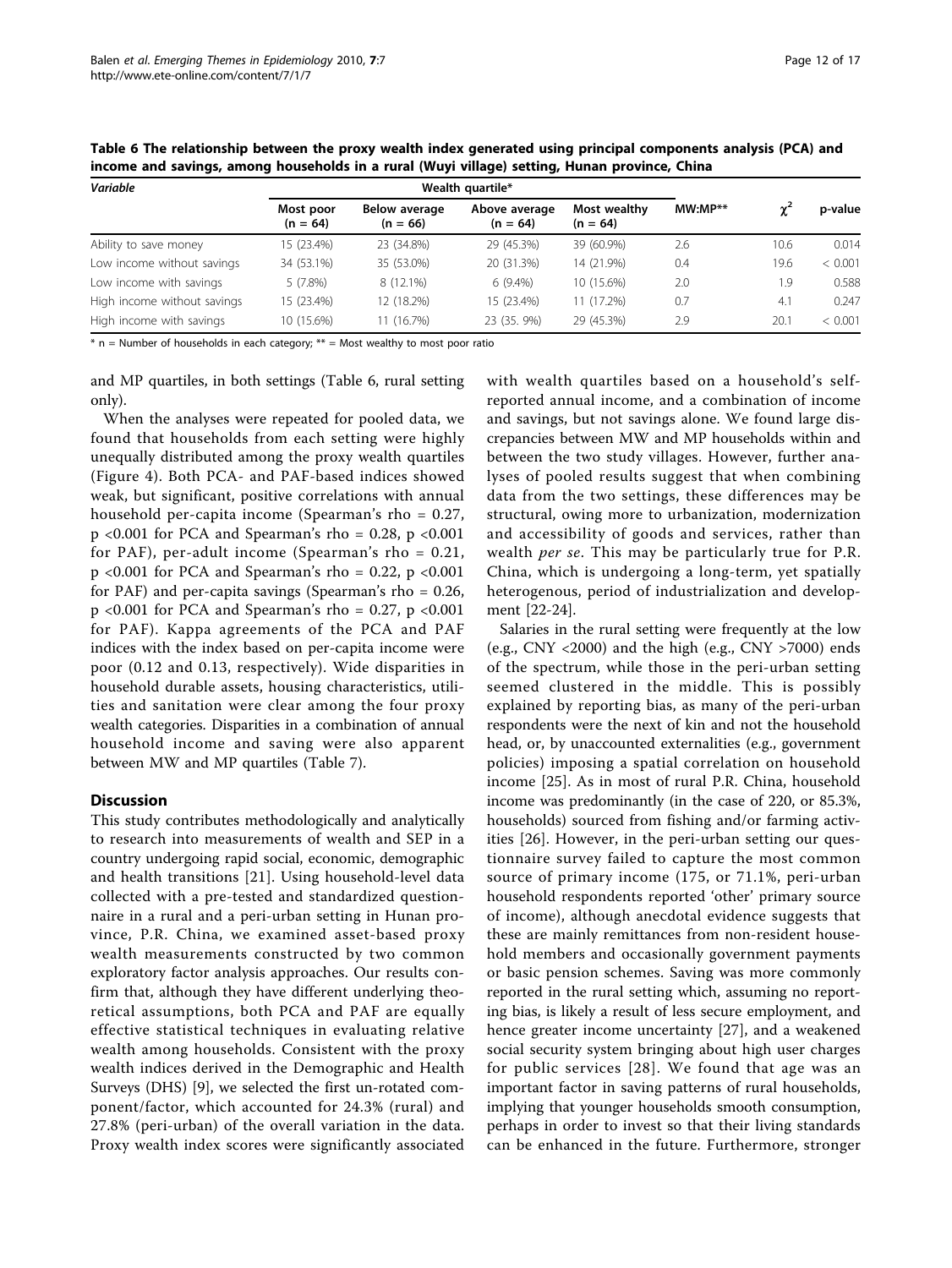**Table 6 The relationship between the proxy wealth index generated using principal components analysis (PCA) and income and savings, among households in a rural (Wuyi village) setting, Hunan province, China**

| *Variable* | Wealth quartile* | | | | | | |
|---|---|---|---|---|---|---|---|
| | Most poor (n = 64) | Below average (n = 66) | Above average (n = 64) | Most wealthy (n = 64) | MW:MP** | $\chi^2$ | p-value |
| Ability to save money | 15 (23.4%) | 23 (34.8%) | 29 (45.3%) | 39 (60.9%) | 2.6 | 10.6 | 0.014 |
| Low income without savings | 34 (53.1%) | 35 (53.0%) | 20 (31.3%) | 14 (21.9%) | 0.4 | 19.6 | < 0.001 |
| Low income with savings | 5 (7.8%) | 8 (12.1%) | 6 (9.4%) | 10 (15.6%) | 2.0 | 1.9 | 0.588 |
| High income without savings | 15 (23.4%) | 12 (18.2%) | 15 (23.4%) | 11 (17.2%) | 0.7 | 4.1 | 0.247 |
| High income with savings | 10 (15.6%) | 11 (16.7%) | 23 (35. 9%) | 29 (45.3%) | 2.9 | 20.1 | < 0.001 |

* n = Number of households in each category; ** = Most wealthy to most poor ratio

and MP quartiles, in both settings (Table 6, rural setting only).

When the analyses were repeated for pooled data, we found that households from each setting were highly unequally distributed among the proxy wealth quartiles (Figure 4). Both PCA- and PAF-based indices showed weak, but significant, positive correlations with annual household per-capita income (Spearman's rho = 0.27, $p < 0.001$ for PCA and Spearman's rho = 0.28, $p < 0.001$ for PAF), per-adult income (Spearman's rho = 0.21, $p < 0.001$ for PCA and Spearman's rho = 0.22, $p < 0.001$ for PAF) and per-capita savings (Spearman's rho = 0.26, $p < 0.001$ for PCA and Spearman's rho = 0.27, $p < 0.001$ for PAF). Kappa agreements of the PCA and PAF indices with the index based on per-capita income were poor (0.12 and 0.13, respectively). Wide disparities in household durable assets, housing characteristics, utilities and sanitation were clear among the four proxy wealth categories. Disparities in a combination of annual household income and saving were also apparent between MW and MP quartiles (Table 7).

## Discussion

This study contributes methodologically and analytically to research into measurements of wealth and SEP in a country undergoing rapid social, economic, demographic and health transitions [21]. Using household-level data collected with a pre-tested and standardized questionnaire in a rural and a peri-urban setting in Hunan province, P.R. China, we examined asset-based proxy wealth measurements constructed by two common exploratory factor analysis approaches. Our results confirm that, although they have different underlying theoretical assumptions, both PCA and PAF are equally effective statistical techniques in evaluating relative wealth among households. Consistent with the proxy wealth indices derived in the Demographic and Health Surveys (DHS) [9], we selected the first un-rotated component/factor, which accounted for 24.3% (rural) and 27.8% (peri-urban) of the overall variation in the data. Proxy wealth index scores were significantly associated with wealth quartiles based on a household's self-reported annual income, and a combination of income and savings, but not savings alone. We found large discrepancies between MW and MP households within and between the two study villages. However, further analyses of pooled results suggest that when combining data from the two settings, these differences may be structural, owing more to urbanization, modernization and accessibility of goods and services, rather than wealth *per se*. This may be particularly true for P.R. China, which is undergoing a long-term, yet spatially heterogenous, period of industrialization and development [22-24].

Salaries in the rural setting were frequently at the low (e.g., CNY <2000) and the high (e.g., CNY >7000) ends of the spectrum, while those in the peri-urban setting seemed clustered in the middle. This is possibly explained by reporting bias, as many of the peri-urban respondents were the next of kin and not the household head, or, by unaccounted externalities (e.g., government policies) imposing a spatial correlation on household income [25]. As in most of rural P.R. China, household income was predominantly (in the case of 220, or 85.3%, households) sourced from fishing and/or farming activities [26]. However, in the peri-urban setting our questionnaire survey failed to capture the most common source of primary income (175, or 71.1%, peri-urban household respondents reported 'other' primary source of income), although anecdotal evidence suggests that these are mainly remittances from non-resident household members and occasionally government payments or basic pension schemes. Saving was more commonly reported in the rural setting which, assuming no reporting bias, is likely a result of less secure employment, and hence greater income uncertainty [27], and a weakened social security system bringing about high user charges for public services [28]. We found that age was an important factor in saving patterns of rural households, implying that younger households smooth consumption, perhaps in order to invest so that their living standards can be enhanced in the future. Furthermore, stronger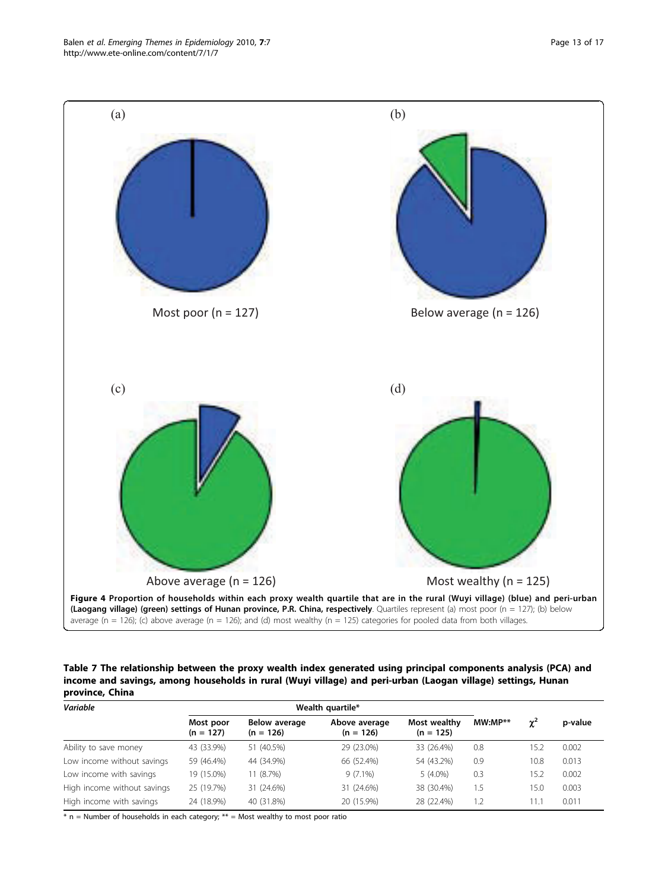(a)

Most poor (n = 127)

(b)

Below average (n = 126)

(c)

Above average (n = 126)

(d)

Most wealthy (n = 125)

**Figure 4 Proportion of households within each proxy wealth quartile that are in the rural (Wuyi village) (blue) and peri-urban (Laogang village) (green) settings of Hunan province, P.R. China, respectively**. Quartiles represent (a) most poor (n = 127); (b) below average (n = 126); (c) above average (n = 126); and (d) most wealthy (n = 125) categories for pooled data from both villages.

**Table 7 The relationship between the proxy wealth index generated using principal components analysis (PCA) and income and savings, among households in rural (Wuyi village) and peri-urban (Laogan village) settings, Hunan province, China**

| *Variable* | Wealth quartile* | | | | | | |
|---|---|---|---|---|---|---|---|
| | Most poor (n = 127) | Below average (n = 126) | Above average (n = 126) | Most wealthy (n = 125) | MW:MP** | $\chi^2$ | p-value |
| Ability to save money | 43 (33.9%) | 51 (40.5%) | 29 (23.0%) | 33 (26.4%) | 0.8 | 15.2 | 0.002 |
| Low income without savings | 59 (46.4%) | 44 (34.9%) | 66 (52.4%) | 54 (43.2%) | 0.9 | 10.8 | 0.013 |
| Low income with savings | 19 (15.0%) | 11 (8.7%) | 9 (7.1%) | 5 (4.0%) | 0.3 | 15.2 | 0.002 |
| High income without savings | 25 (19.7%) | 31 (24.6%) | 31 (24.6%) | 38 (30.4%) | 1.5 | 15.0 | 0.003 |
| High income with savings | 24 (18.9%) | 40 (31.8%) | 20 (15.9%) | 28 (22.4%) | 1.2 | 11.1 | 0.011 |

\* n = Number of households in each category; ** = Most wealthy to most poor ratio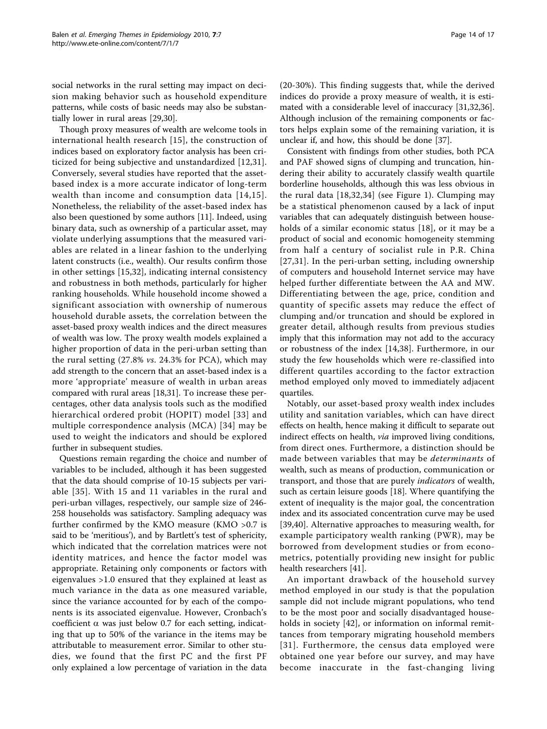social networks in the rural setting may impact on decision making behavior such as household expenditure patterns, while costs of basic needs may also be substantially lower in rural areas [29,30].

Though proxy measures of wealth are welcome tools in international health research [15], the construction of indices based on exploratory factor analysis has been criticized for being subjective and unstandardized [12,31]. Conversely, several studies have reported that the asset-based index is a more accurate indicator of long-term wealth than income and consumption data [14,15]. Nonetheless, the reliability of the asset-based index has also been questioned by some authors [11]. Indeed, using binary data, such as ownership of a particular asset, may violate underlying assumptions that the measured variables are related in a linear fashion to the underlying latent constructs (i.e., wealth). Our results confirm those in other settings [15,32], indicating internal consistency and robustness in both methods, particularly for higher ranking households. While household income showed a significant association with ownership of numerous household durable assets, the correlation between the asset-based proxy wealth indices and the direct measures of wealth was low. The proxy wealth models explained a higher proportion of data in the peri-urban setting than the rural setting (27.8% *vs*. 24.3% for PCA), which may add strength to the concern that an asset-based index is a more 'appropriate' measure of wealth in urban areas compared with rural areas [18,31]. To increase these percentages, other data analysis tools such as the modified hierarchical ordered probit (HOPIT) model [33] and multiple correspondence analysis (MCA) [34] may be used to weight the indicators and should be explored further in subsequent studies.

Questions remain regarding the choice and number of variables to be included, although it has been suggested that the data should comprise of 10-15 subjects per variable [35]. With 15 and 11 variables in the rural and peri-urban villages, respectively, our sample size of 246-258 households was satisfactory. Sampling adequacy was further confirmed by the KMO measure (KMO >0.7 is said to be 'meritious'), and by Bartlett's test of sphericity, which indicated that the correlation matrices were not identity matrices, and hence the factor model was appropriate. Retaining only components or factors with eigenvalues >1.0 ensured that they explained at least as much variance in the data as one measured variable, since the variance accounted for by each of the components is its associated eigenvalue. However, Cronbach's coefficient $\alpha$ was just below 0.7 for each setting, indicating that up to 50% of the variance in the items may be attributable to measurement error. Similar to other studies, we found that the first PC and the first PF only explained a low percentage of variation in the data (20-30%). This finding suggests that, while the derived indices do provide a proxy measure of wealth, it is estimated with a considerable level of inaccuracy [31,32,36]. Although inclusion of the remaining components or factors helps explain some of the remaining variation, it is unclear if, and how, this should be done [37].

Consistent with findings from other studies, both PCA and PAF showed signs of clumping and truncation, hindering their ability to accurately classify wealth quartile borderline households, although this was less obvious in the rural data [18,32,34] (see Figure 1). Clumping may be a statistical phenomenon caused by a lack of input variables that can adequately distinguish between households of a similar economic status [18], or it may be a product of social and economic homogeneity stemming from half a century of socialist rule in P.R. China [27,31]. In the peri-urban setting, including ownership of computers and household Internet service may have helped further differentiate between the AA and MW. Differentiating between the age, price, condition and quantity of specific assets may reduce the effect of clumping and/or truncation and should be explored in greater detail, although results from previous studies imply that this information may not add to the accuracy or robustness of the index [14,38]. Furthermore, in our study the few households which were re-classified into different quartiles according to the factor extraction method employed only moved to immediately adjacent quartiles.

Notably, our asset-based proxy wealth index includes utility and sanitation variables, which can have direct effects on health, hence making it difficult to separate out indirect effects on health, *via* improved living conditions, from direct ones. Furthermore, a distinction should be made between variables that may be *determinants* of wealth, such as means of production, communication or transport, and those that are purely *indicators* of wealth, such as certain leisure goods [18]. Where quantifying the extent of inequality is the major goal, the concentration index and its associated concentration curve may be used [39,40]. Alternative approaches to measuring wealth, for example participatory wealth ranking (PWR), may be borrowed from development studies or from econometrics, potentially providing new insight for public health researchers [41].

An important drawback of the household survey method employed in our study is that the population sample did not include migrant populations, who tend to be the most poor and socially disadvantaged households in society [42], or information on informal remittances from temporary migrating household members [31]. Furthermore, the census data employed were obtained one year before our survey, and may have become inaccurate in the fast-changing living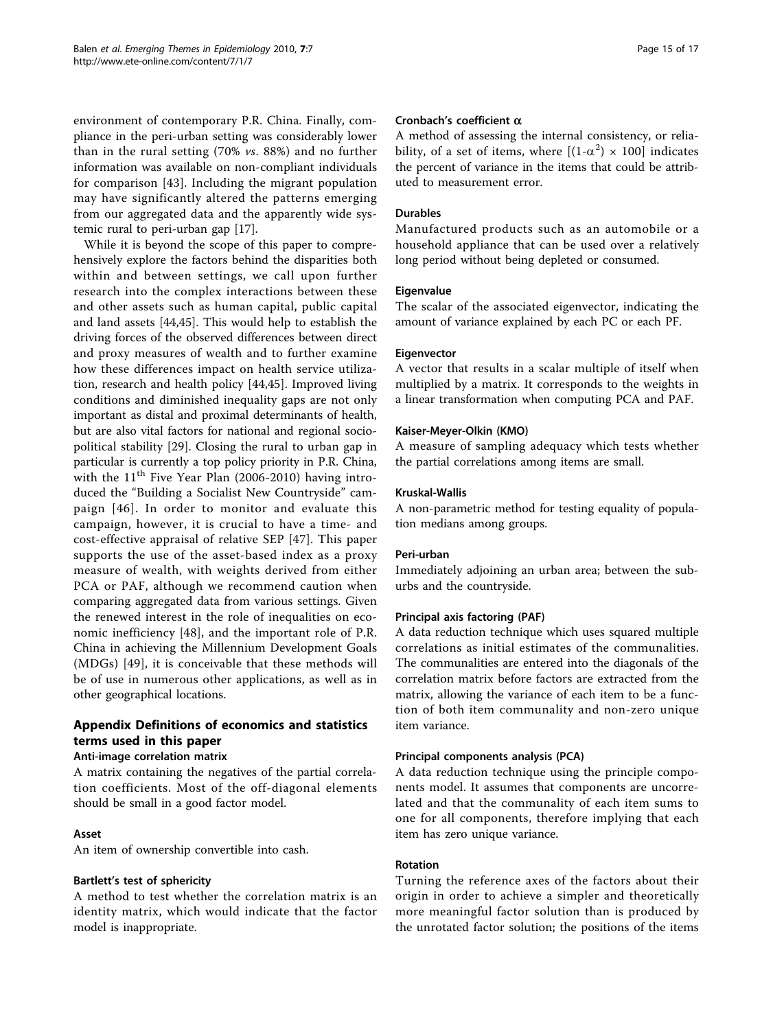environment of contemporary P.R. China. Finally, compliance in the peri-urban setting was considerably lower than in the rural setting (70% *vs*. 88%) and no further information was available on non-compliant individuals for comparison [43]. Including the migrant population may have significantly altered the patterns emerging from our aggregated data and the apparently wide systemic rural to peri-urban gap [17].

While it is beyond the scope of this paper to comprehensively explore the factors behind the disparities both within and between settings, we call upon further research into the complex interactions between these and other assets such as human capital, public capital and land assets [44,45]. This would help to establish the driving forces of the observed differences between direct and proxy measures of wealth and to further examine how these differences impact on health service utilization, research and health policy [44,45]. Improved living conditions and diminished inequality gaps are not only important as distal and proximal determinants of health, but are also vital factors for national and regional sociopolitical stability [29]. Closing the rural to urban gap in particular is currently a top policy priority in P.R. China, with the 11th Five Year Plan (2006-2010) having introduced the "Building a Socialist New Countryside" campaign [46]. In order to monitor and evaluate this campaign, however, it is crucial to have a time- and cost-effective appraisal of relative SEP [47]. This paper supports the use of the asset-based index as a proxy measure of wealth, with weights derived from either PCA or PAF, although we recommend caution when comparing aggregated data from various settings. Given the renewed interest in the role of inequalities on economic inefficiency [48], and the important role of P.R. China in achieving the Millennium Development Goals (MDGs) [49], it is conceivable that these methods will be of use in numerous other applications, as well as in other geographical locations.

## Appendix Definitions of economics and statistics terms used in this paper

### Anti-image correlation matrix

A matrix containing the negatives of the partial correlation coefficients. Most of the off-diagonal elements should be small in a good factor model.

### Asset

An item of ownership convertible into cash.

### Bartlett's test of sphericity

A method to test whether the correlation matrix is an identity matrix, which would indicate that the factor model is inappropriate.

### Cronbach's coefficient α

A method of assessing the internal consistency, or reliability, of a set of items, where $[(1-\alpha^2) \times 100]$ indicates the percent of variance in the items that could be attributed to measurement error.

### Durables

Manufactured products such as an automobile or a household appliance that can be used over a relatively long period without being depleted or consumed.

### Eigenvalue

The scalar of the associated eigenvector, indicating the amount of variance explained by each PC or each PF.

### Eigenvector

A vector that results in a scalar multiple of itself when multiplied by a matrix. It corresponds to the weights in a linear transformation when computing PCA and PAF.

### Kaiser-Meyer-Olkin (KMO)

A measure of sampling adequacy which tests whether the partial correlations among items are small.

### Kruskal-Wallis

A non-parametric method for testing equality of population medians among groups.

### Peri-urban

Immediately adjoining an urban area; between the suburbs and the countryside.

### Principal axis factoring (PAF)

A data reduction technique which uses squared multiple correlations as initial estimates of the communalities. The communalities are entered into the diagonals of the correlation matrix before factors are extracted from the matrix, allowing the variance of each item to be a function of both item communality and non-zero unique item variance.

### Principal components analysis (PCA)

A data reduction technique using the principle components model. It assumes that components are uncorrelated and that the communality of each item sums to one for all components, therefore implying that each item has zero unique variance.

### Rotation

Turning the reference axes of the factors about their origin in order to achieve a simpler and theoretically more meaningful factor solution than is produced by the unrotated factor solution; the positions of the items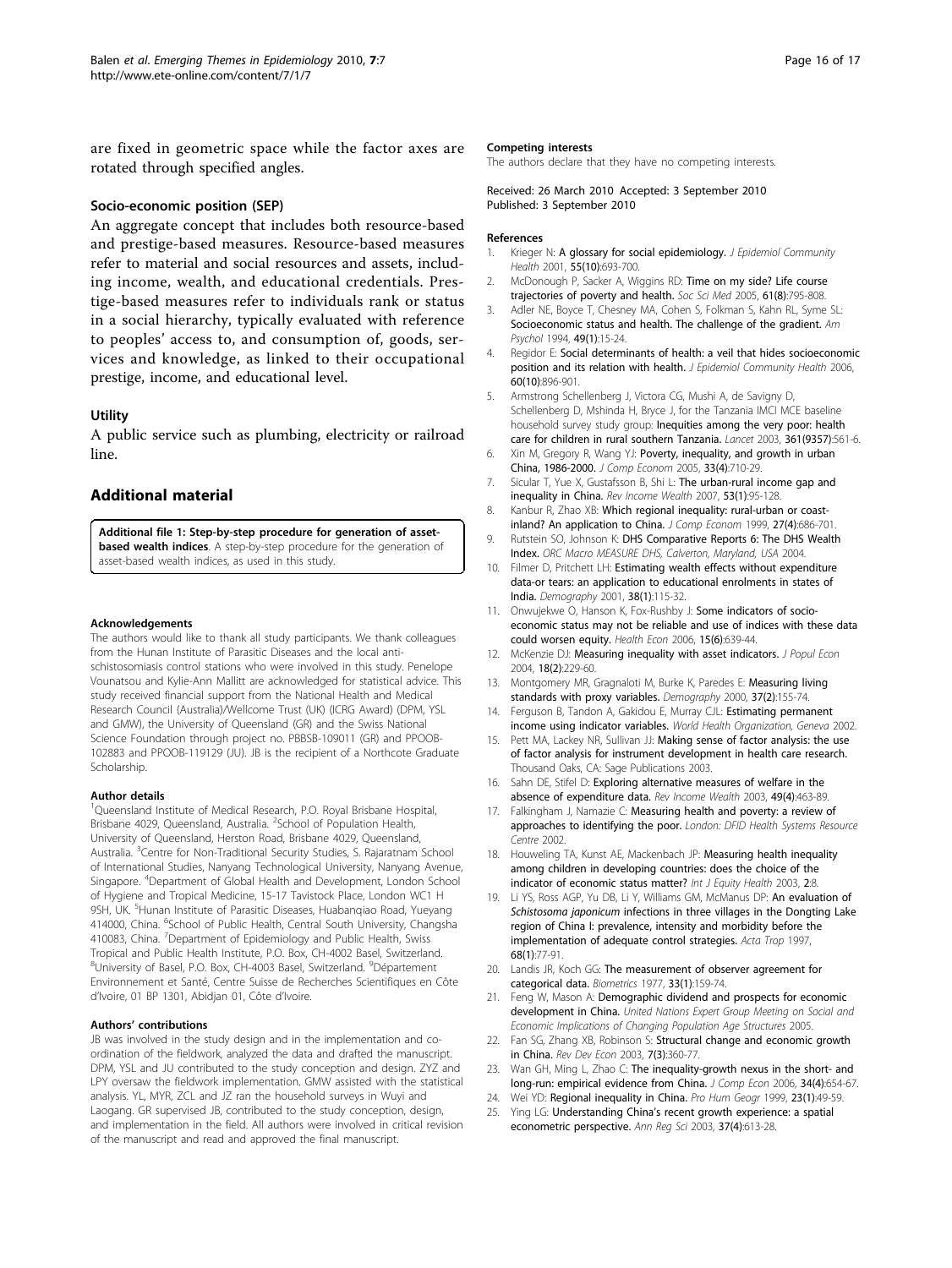are fixed in geometric space while the factor axes are rotated through specified angles.

#### Socio-economic position (SEP)

An aggregate concept that includes both resource-based and prestige-based measures. Resource-based measures refer to material and social resources and assets, including income, wealth, and educational credentials. Prestige-based measures refer to individuals rank or status in a social hierarchy, typically evaluated with reference to peoples' access to, and consumption of, goods, services and knowledge, as linked to their occupational prestige, income, and educational level.

#### Utility

A public service such as plumbing, electricity or railroad line.

## Additional material

**Additional file 1: Step-by-step procedure for generation of asset-based wealth indices**. A step-by-step procedure for the generation of asset-based wealth indices, as used in this study.

#### Acknowledgements

The authors would like to thank all study participants. We thank colleagues from the Hunan Institute of Parasitic Diseases and the local anti-schistosomiasis control stations who were involved in this study. Penelope Vounatsou and Kylie-Ann Mallitt are acknowledged for statistical advice. This study received financial support from the National Health and Medical Research Council (Australia)/Wellcome Trust (UK) (ICRG Award) (DPM, YSL and GMW), the University of Queensland (GR) and the Swiss National Science Foundation through project no. PBBSB-109011 (GR) and PPOOB-102883 and PPOOB-119129 (JU). JB is the recipient of a Northcote Graduate Scholarship.

#### Author details

[1]Queensland Institute of Medical Research, P.O. Royal Brisbane Hospital, Brisbane 4029, Queensland, Australia. [2]School of Population Health, University of Queensland, Herston Road, Brisbane 4029, Queensland, Australia. [3]Centre for Non-Traditional Security Studies, S. Rajaratnam School of International Studies, Nanyang Technological University, Nanyang Avenue, Singapore. [4]Department of Global Health and Development, London School of Hygiene and Tropical Medicine, 15-17 Tavistock Place, London WC1 H 9SH, UK. [5]Hunan Institute of Parasitic Diseases, Huabanqiao Road, Yueyang 414000, China. [6]School of Public Health, Central South University, Changsha 410083, China. [7]Department of Epidemiology and Public Health, Swiss Tropical and Public Health Institute, P.O. Box, CH-4002 Basel, Switzerland. [8]University of Basel, P.O. Box, CH-4003 Basel, Switzerland. [9]Département Environnement et Santé, Centre Suisse de Recherches Scientifiques en Côte d'Ivoire, 01 BP 1301, Abidjan 01, Côte d'Ivoire.

#### Authors' contributions

JB was involved in the study design and in the implementation and co-ordination of the fieldwork, analyzed the data and drafted the manuscript. DPM, YSL and JU contributed to the study conception and design. ZYZ and LPY oversaw the fieldwork implementation. GMW assisted with the statistical analysis. YL, MYR, ZCL and JZ ran the household surveys in Wuyi and Laogang. GR supervised JB, contributed to the study conception, design, and implementation in the field. All authors were involved in critical revision of the manuscript and read and approved the final manuscript.

#### Competing interests

The authors declare that they have no competing interests.

Received: 26 March 2010 Accepted: 3 September 2010
Published: 3 September 2010

#### References

1. Krieger N: **A glossary for social epidemiology.** *J Epidemiol Community Health* 2001, **55(10)**:693-700.
2. McDonough P, Sacker A, Wiggins RD: **Time on my side? Life course trajectories of poverty and health.** *Soc Sci Med* 2005, **61(8)**:795-808.
3. Adler NE, Boyce T, Chesney MA, Cohen S, Folkman S, Kahn RL, Syme SL: **Socioeconomic status and health. The challenge of the gradient.** *Am Psychol* 1994, **49(1)**:15-24.
4. Regidor E: **Social determinants of health: a veil that hides socioeconomic position and its relation with health.** *J Epidemiol Community Health* 2006, **60(10)**:896-901.
5. Armstrong Schellenberg J, Victora CG, Mushi A, de Savigny D, Schellenberg D, Mshinda H, Bryce J, for the Tanzania IMCI MCE baseline household survey study group: **Inequities among the very poor: health care for children in rural southern Tanzania.** *Lancet* 2003, **361(9357)**:561-6.
6. Xin M, Gregory R, Wang YJ: **Poverty, inequality, and growth in urban China, 1986-2000.** *J Comp Econom* 2005, **33(4)**:710-29.
7. Sicular T, Yue X, Gustafsson B, Shi L: **The urban-rural income gap and inequality in China.** *Rev Income Wealth* 2007, **53(1)**:95-128.
8. Kanbur R, Zhao XB: **Which regional inequality: rural-urban or coast-inland? An application to China.** *J Comp Econom* 1999, **27(4)**:686-701.
9. Rutstein SO, Johnson K: **DHS Comparative Reports 6: The DHS Wealth Index.** *ORC Macro MEASURE DHS, Calverton, Maryland, USA* 2004.
10. Filmer D, Pritchett LH: **Estimating wealth effects without expenditure data-or tears: an application to educational enrolments in states of India.** *Demography* 2001, **38(1)**:115-32.
11. Onwujekwe O, Hanson K, Fox-Rushby J: **Some indicators of socio-economic status may not be reliable and use of indices with these data could worsen equity.** *Health Econ* 2006, **15(6)**:639-44.
12. McKenzie DJ: **Measuring inequality with asset indicators.** *J Popul Econ* 2004, **18(2)**:229-60.
13. Montgomery MR, Gragnaloti M, Burke K, Paredes E: **Measuring living standards with proxy variables.** *Demography* 2000, **37(2)**:155-74.
14. Ferguson B, Tandon A, Gakidou E, Murray CJL: **Estimating permanent income using indicator variables.** *World Health Organization, Geneva* 2002.
15. Pett MA, Lackey NR, Sullivan JJ: **Making sense of factor analysis: the use of factor analysis for instrument development in health care research.** Thousand Oaks, CA: Sage Publications 2003.
16. Sahn DE, Stifel D: **Exploring alternative measures of welfare in the absence of expenditure data.** *Rev Income Wealth* 2003, **49(4)**:463-89.
17. Falkingham J, Namazie C: **Measuring health and poverty: a review of approaches to identifying the poor.** *London: DFID Health Systems Resource Centre* 2002.
18. Houweling TA, Kunst AE, Mackenbach JP: **Measuring health inequality among children in developing countries: does the choice of the indicator of economic status matter?** *Int J Equity Health* 2003, **2**:8.
19. Li YS, Ross AGP, Yu DB, Li Y, Williams GM, McManus DP: **An evaluation of *Schistosoma japonicum* infections in three villages in the Dongting Lake region of China I: prevalence, intensity and morbidity before the implementation of adequate control strategies.** *Acta Trop* 1997, **68(1)**:77-91.
20. Landis JR, Koch GG: **The measurement of observer agreement for categorical data.** *Biometrics* 1977, **33(1)**:159-74.
21. Feng W, Mason A: **Demographic dividend and prospects for economic development in China.** *United Nations Expert Group Meeting on Social and Economic Implications of Changing Population Age Structures* 2005.
22. Fan SG, Zhang XB, Robinson S: **Structural change and economic growth in China.** *Rev Dev Econ* 2003, **7(3)**:360-77.
23. Wan GH, Ming L, Zhao C: **The inequality-growth nexus in the short- and long-run: empirical evidence from China.** *J Comp Econ* 2006, **34(4)**:654-67.
24. Wei YD: **Regional inequality in China.** *Pro Hum Geogr* 1999, **23(1)**:49-59.
25. Ying LG: **Understanding China's recent growth experience: a spatial econometric perspective.** *Ann Reg Sci* 2003, **37(4)**:613-28.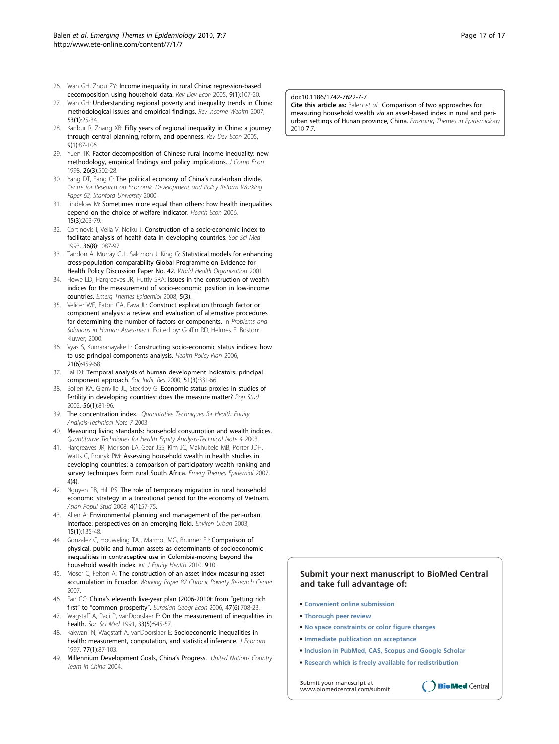26. Wan GH, Zhou ZY: Income inequality in rural China: regression-based decomposition using household data. *Rev Dev Econ* 2005, **9(1)**:107-20.
27. Wan GH: Understanding regional poverty and inequality trends in China: methodological issues and empirical findings. *Rev Income Wealth* 2007, **53(1)**:25-34.
28. Kanbur R, Zhang XB: Fifty years of regional inequality in China: a journey through central planning, reform, and openness. *Rev Dev Econ* 2005, **9(1)**:87-106.
29. Yuen TK: Factor decomposition of Chinese rural income inequality: new methodology, empirical findings and policy implications. *J Comp Econ* 1998, **26(3)**:502-28.
30. Yang DT, Fang C: The political economy of China's rural-urban divide. *Centre for Research on Economic Development and Policy Reform Working Paper 62, Stanford University* 2000.
31. Lindelow M: Sometimes more equal than others: how health inequalities depend on the choice of welfare indicator. *Health Econ* 2006, **15(3)**:263-79.
32. Cortinovis I, Vella V, Ndiku J: Construction of a socio-economic index to facilitate analysis of health data in developing countries. *Soc Sci Med* 1993, **36(8)**:1087-97.
33. Tandon A, Murray CJL, Salomon J, King G: Statistical models for enhancing cross-population comparability Global Programme on Evidence for Health Policy Discussion Paper No. 42. *World Health Organization* 2001.
34. Howe LD, Hargreaves JR, Huttly SRA: Issues in the construction of wealth indices for the measurement of socio-economic position in low-income countries. *Emerg Themes Epidemiol* 2008, **5(3)**.
35. Velicer WF, Eaton CA, Fava JL: Construct explication through factor or component analysis: a review and evaluation of alternative procedures for determining the number of factors or components. In *Problems and Solutions in Human Assessment.* Edited by: Goffin RD, Helmes E. Boston: Kluwer; 2000:.
36. Vyas S, Kumaranayake L: Constructing socio-economic status indices: how to use principal components analysis. *Health Policy Plan* 2006, **21(6)**:459-68.
37. Lai DJ: Temporal analysis of human development indicators: principal component approach. *Soc Indic Res* 2000, **51(3)**:331-66.
38. Bollen KA, Glanville JL, Stecklov G: Economic status proxies in studies of fertility in developing countries: does the measure matter? *Pop Stud* 2002, **56(1)**:81-96.
39. The concentration index. *Quantitative Techniques for Health Equity Analysis-Technical Note 7* 2003.
40. Measuring living standards: household consumption and wealth indices. *Quantitative Techniques for Health Equity Analysis-Technical Note 4* 2003.
41. Hargreaves JR, Morison LA, Gear JSS, Kim JC, Makhubele MB, Porter JDH, Watts C, Pronyk PM: Assessing household wealth in health studies in developing countries: a comparison of participatory wealth ranking and survey techniques form rural South Africa. *Emerg Themes Epidemiol* 2007, **4(4)**.
42. Nguyen PB, Hill PS: The role of temporary migration in rural household economic strategy in a transitional period for the economy of Vietnam. *Asian Popul Stud* 2008, **4(1)**:57-75.
43. Allen A: Environmental planning and management of the peri-urban interface: perspectives on an emerging field. *Environ Urban* 2003, **15(1)**:135-48.
44. Gonzalez C, Houweling TAJ, Marmot MG, Brunner EJ: Comparison of physical, public and human assets as determinants of socioeconomic inequalities in contraceptive use in Colombia-moving beyond the household wealth index. *Int J Equity Health* 2010, **9**:10.
45. Moser C, Felton A: The construction of an asset index measuring asset accumulation in Ecuador. *Working Paper 87 Chronic Poverty Research Center* 2007.
46. Fan CC: China's eleventh five-year plan (2006-2010): from "getting rich first" to "common prosperity". *Eurasian Geogr Econ* 2006, **47(6)**:708-23.
47. Wagstaff A, Paci P, vanDoorslaer E: On the measurement of inequalities in health. *Soc Sci Med* 1991, **33(5)**:545-57.
48. Kakwani N, Wagstaff A, vanDoorslaer E: Socioeconomic inequalities in health: measurement, computation, and statistical inference. *J Econom* 1997, **77(1)**:87-103.
49. Millennium Development Goals, China's Progress. *United Nations Country Team in China* 2004.

doi:10.1186/1742-7622-7-7

**Cite this article as:** Balen *et al.*: Comparison of two approaches for measuring household wealth *via* an asset-based index in rural and peri-urban settings of Hunan province, China. *Emerging Themes in Epidemiology* 2010 **7**:7.

**Submit your next manuscript to BioMed Central and take full advantage of:**

- Convenient online submission
- Thorough peer review
- No space constraints or color figure charges
- Immediate publication on acceptance
- Inclusion in PubMed, CAS, Scopus and Google Scholar
- Research which is freely available for redistribution

Submit your manuscript at www.biomedcentral.com/submit